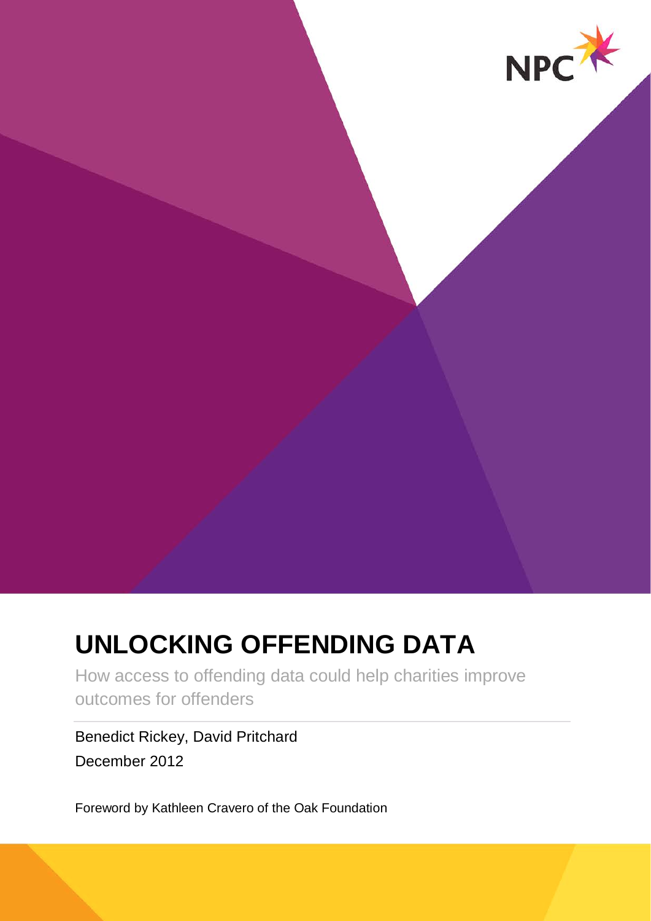NPC

# UNLOCKING OFFENDING DATA

How access to offending data could help charities improve outcomes for offenders

Benedict Rickey, David Pritchard

December 2012

Foreword by Kathleen Cravero of the Oak Foundation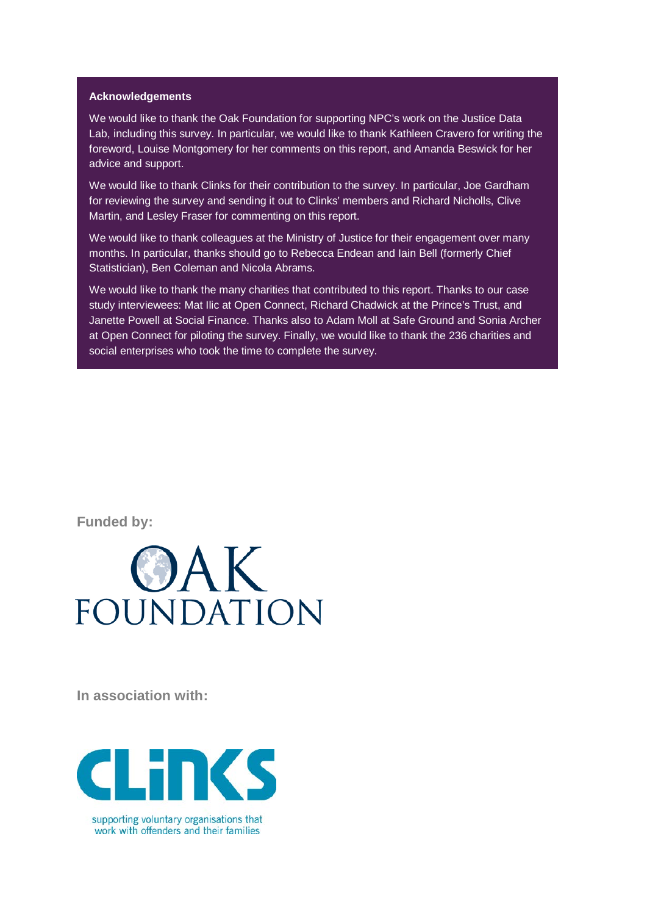### Acknowledgements

We would like to thank the Oak Foundation for supporting NPC's work on the Justice Data Lab, including this survey. In particular, we would like to thank Kathleen Cravero for writing the foreword, Louise Montgomery for her comments on this report, and Amanda Beswick for her advice and support.

We would like to thank Clinks for their contribution to the survey. In particular, Joe Gardham for reviewing the survey and sending it out to Clinks' members and Richard Nicholls, Clive Martin, and Lesley Fraser for commenting on this report.

We would like to thank colleagues at the Ministry of Justice for their engagement over many months. In particular, thanks should go to Rebecca Endean and Iain Bell (formerly Chief Statistician), Ben Coleman and Nicola Abrams.

We would like to thank the many charities that contributed to this report. Thanks to our case study interviewees: Mat Ilic at Open Connect, Richard Chadwick at the Prince's Trust, and Janette Powell at Social Finance. Thanks also to Adam Moll at Safe Ground and Sonia Archer at Open Connect for piloting the survey. Finally, we would like to thank the 236 charities and social enterprises who took the time to complete the survey.

**Funded by:**

OAK FOUNDATION

**In association with:**

CLINKS

supporting voluntary organisations that work with offenders and their families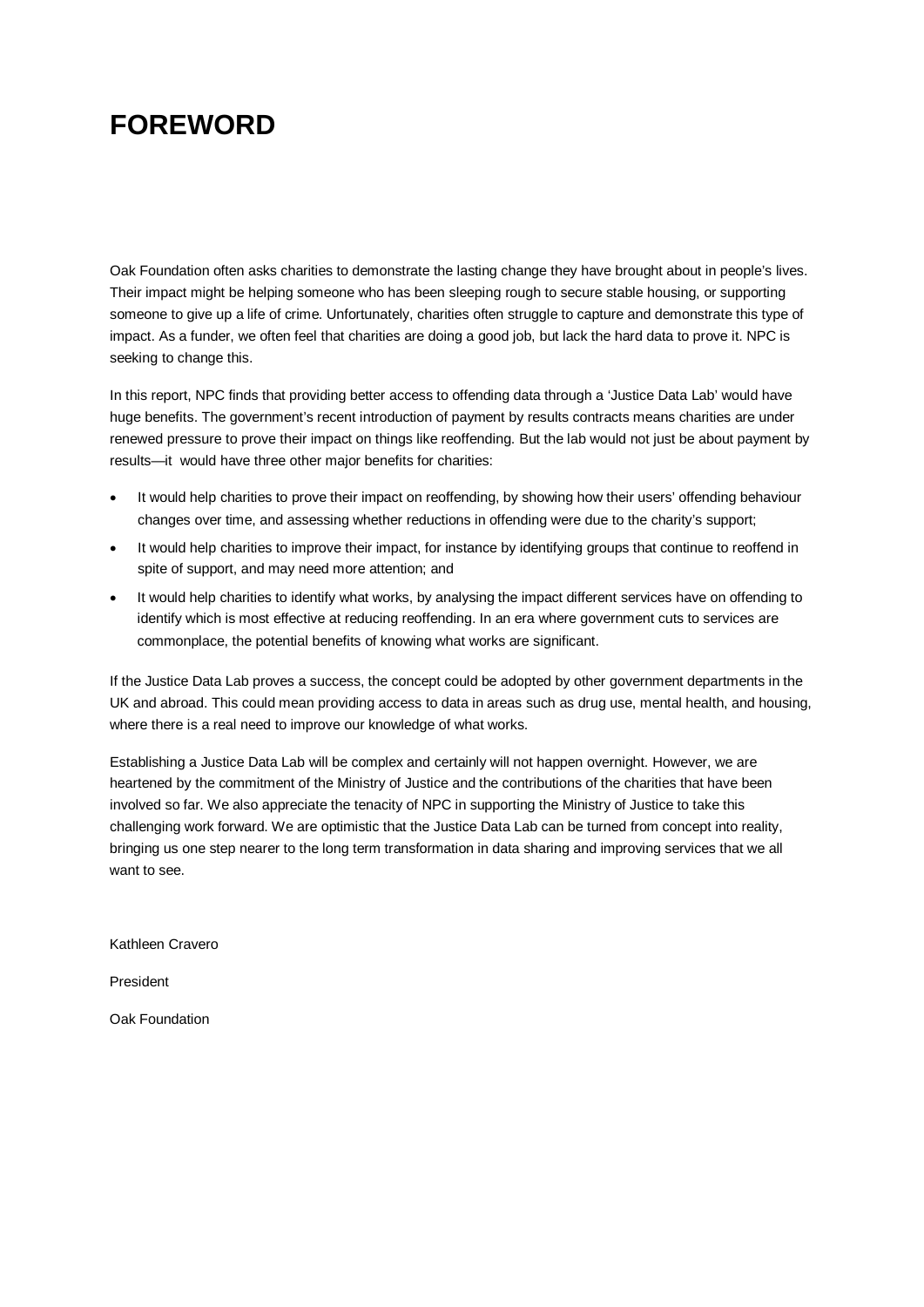# FOREWORD

Oak Foundation often asks charities to demonstrate the lasting change they have brought about in people's lives. Their impact might be helping someone who has been sleeping rough to secure stable housing, or supporting someone to give up a life of crime. Unfortunately, charities often struggle to capture and demonstrate this type of impact. As a funder, we often feel that charities are doing a good job, but lack the hard data to prove it. NPC is seeking to change this.

In this report, NPC finds that providing better access to offending data through a 'Justice Data Lab' would have huge benefits. The government's recent introduction of payment by results contracts means charities are under renewed pressure to prove their impact on things like reoffending. But the lab would not just be about payment by results—it would have three other major benefits for charities:

- It would help charities to prove their impact on reoffending, by showing how their users' offending behaviour changes over time, and assessing whether reductions in offending were due to the charity's support;
- It would help charities to improve their impact, for instance by identifying groups that continue to reoffend in spite of support, and may need more attention; and
- It would help charities to identify what works, by analysing the impact different services have on offending to identify which is most effective at reducing reoffending. In an era where government cuts to services are commonplace, the potential benefits of knowing what works are significant.

If the Justice Data Lab proves a success, the concept could be adopted by other government departments in the UK and abroad. This could mean providing access to data in areas such as drug use, mental health, and housing, where there is a real need to improve our knowledge of what works.

Establishing a Justice Data Lab will be complex and certainly will not happen overnight. However, we are heartened by the commitment of the Ministry of Justice and the contributions of the charities that have been involved so far. We also appreciate the tenacity of NPC in supporting the Ministry of Justice to take this challenging work forward. We are optimistic that the Justice Data Lab can be turned from concept into reality, bringing us one step nearer to the long term transformation in data sharing and improving services that we all want to see.

Kathleen Cravero

President

Oak Foundation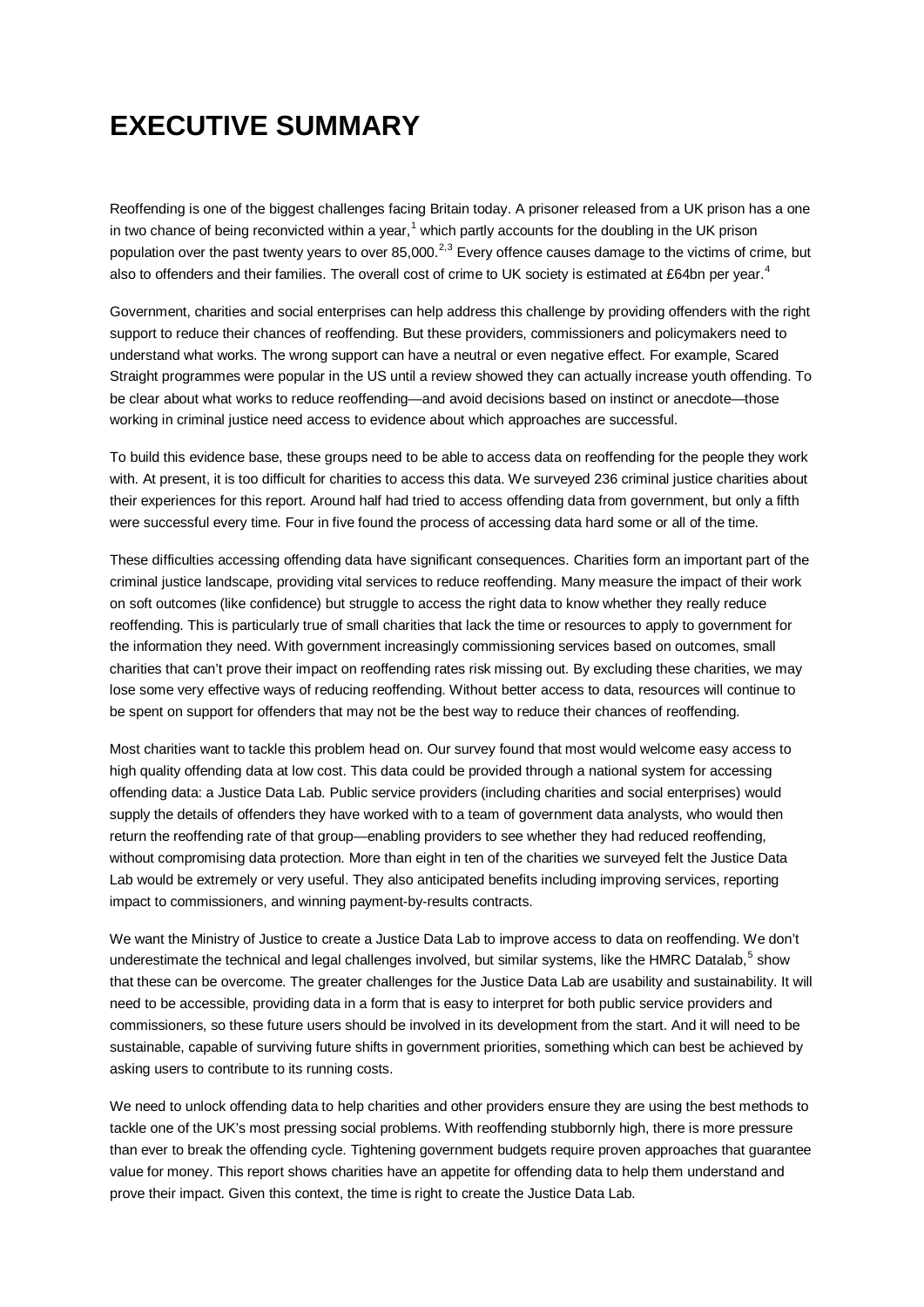# EXECUTIVE SUMMARY

Reoffending is one of the biggest challenges facing Britain today. A prisoner released from a UK prison has a one in two chance of being reconvicted within a year,[1] which partly accounts for the doubling in the UK prison population over the past twenty years to over 85,000.[2,3] Every offence causes damage to the victims of crime, but also to offenders and their families. The overall cost of crime to UK society is estimated at £64bn per year.[4]

Government, charities and social enterprises can help address this challenge by providing offenders with the right support to reduce their chances of reoffending. But these providers, commissioners and policymakers need to understand what works. The wrong support can have a neutral or even negative effect. For example, Scared Straight programmes were popular in the US until a review showed they can actually increase youth offending. To be clear about what works to reduce reoffending—and avoid decisions based on instinct or anecdote—those working in criminal justice need access to evidence about which approaches are successful.

To build this evidence base, these groups need to be able to access data on reoffending for the people they work with. At present, it is too difficult for charities to access this data. We surveyed 236 criminal justice charities about their experiences for this report. Around half had tried to access offending data from government, but only a fifth were successful every time. Four in five found the process of accessing data hard some or all of the time.

These difficulties accessing offending data have significant consequences. Charities form an important part of the criminal justice landscape, providing vital services to reduce reoffending. Many measure the impact of their work on soft outcomes (like confidence) but struggle to access the right data to know whether they really reduce reoffending. This is particularly true of small charities that lack the time or resources to apply to government for the information they need. With government increasingly commissioning services based on outcomes, small charities that can't prove their impact on reoffending rates risk missing out. By excluding these charities, we may lose some very effective ways of reducing reoffending. Without better access to data, resources will continue to be spent on support for offenders that may not be the best way to reduce their chances of reoffending.

Most charities want to tackle this problem head on. Our survey found that most would welcome easy access to high quality offending data at low cost. This data could be provided through a national system for accessing offending data: a Justice Data Lab. Public service providers (including charities and social enterprises) would supply the details of offenders they have worked with to a team of government data analysts, who would then return the reoffending rate of that group—enabling providers to see whether they had reduced reoffending, without compromising data protection. More than eight in ten of the charities we surveyed felt the Justice Data Lab would be extremely or very useful. They also anticipated benefits including improving services, reporting impact to commissioners, and winning payment-by-results contracts.

We want the Ministry of Justice to create a Justice Data Lab to improve access to data on reoffending. We don't underestimate the technical and legal challenges involved, but similar systems, like the HMRC Datalab,[5] show that these can be overcome. The greater challenges for the Justice Data Lab are usability and sustainability. It will need to be accessible, providing data in a form that is easy to interpret for both public service providers and commissioners, so these future users should be involved in its development from the start. And it will need to be sustainable, capable of surviving future shifts in government priorities, something which can best be achieved by asking users to contribute to its running costs.

We need to unlock offending data to help charities and other providers ensure they are using the best methods to tackle one of the UK's most pressing social problems. With reoffending stubbornly high, there is more pressure than ever to break the offending cycle. Tightening government budgets require proven approaches that guarantee value for money. This report shows charities have an appetite for offending data to help them understand and prove their impact. Given this context, the time is right to create the Justice Data Lab.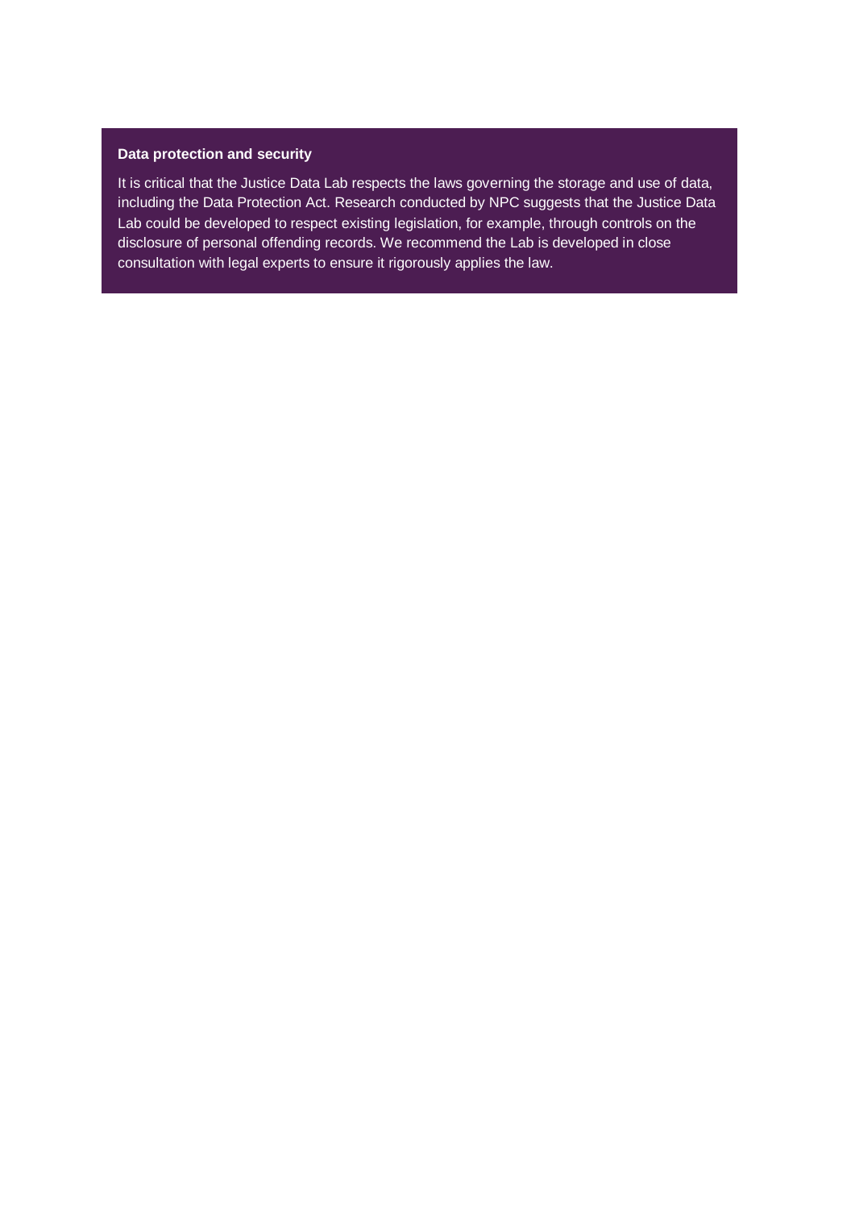**Data protection and security**

It is critical that the Justice Data Lab respects the laws governing the storage and use of data, including the Data Protection Act. Research conducted by NPC suggests that the Justice Data Lab could be developed to respect existing legislation, for example, through controls on the disclosure of personal offending records. We recommend the Lab is developed in close consultation with legal experts to ensure it rigorously applies the law.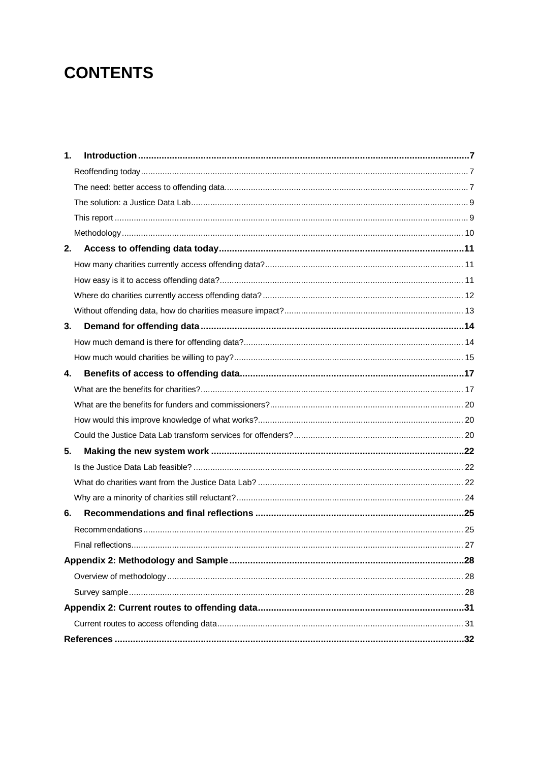# CONTENTS

1. **Introduction** ..... 7
   - Reoffending today ..... 7
   - The need: better access to offending data ..... 7
   - The solution: a Justice Data Lab ..... 9
   - This report ..... 9
   - Methodology ..... 10
2. **Access to offending data today** ..... 11
   - How many charities currently access offending data? ..... 11
   - How easy is it to access offending data? ..... 11
   - Where do charities currently access offending data? ..... 12
   - Without offending data, how do charities measure impact? ..... 13
3. **Demand for offending data** ..... 14
   - How much demand is there for offending data? ..... 14
   - How much would charities be willing to pay? ..... 15
4. **Benefits of access to offending data** ..... 17
   - What are the benefits for charities? ..... 17
   - What are the benefits for funders and commissioners? ..... 20
   - How would this improve knowledge of what works? ..... 20
   - Could the Justice Data Lab transform services for offenders? ..... 20
5. **Making the new system work** ..... 22
   - Is the Justice Data Lab feasible? ..... 22
   - What do charities want from the Justice Data Lab? ..... 22
   - Why are a minority of charities still reluctant? ..... 24
6. **Recommendations and final reflections** ..... 25
   - Recommendations ..... 25
   - Final reflections ..... 27

**Appendix 2: Methodology and Sample** ..... 28
- Overview of methodology ..... 28
- Survey sample ..... 28

**Appendix 2: Current routes to offending data** ..... 31
- Current routes to access offending data ..... 31

**References** ..... 32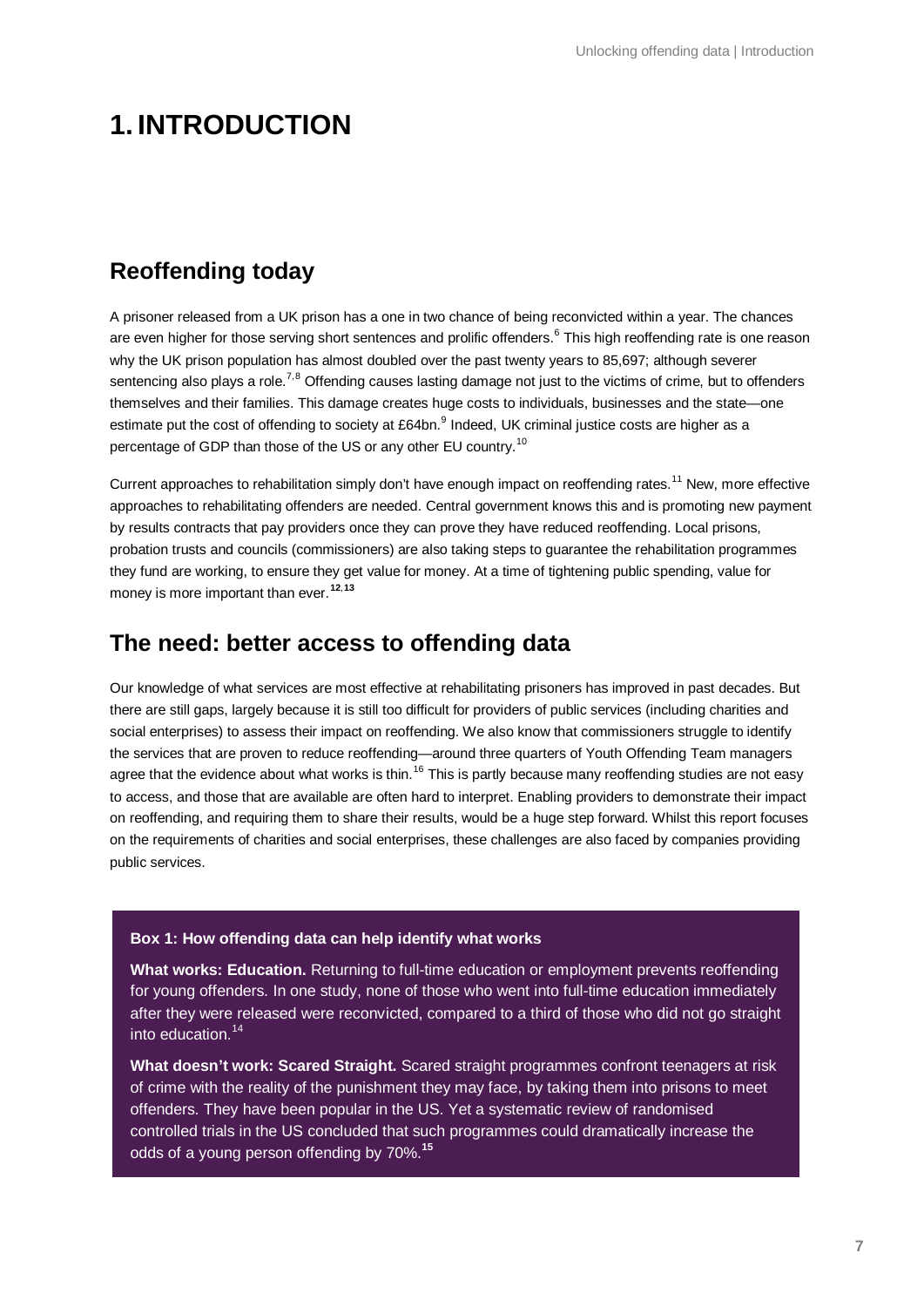# 1. INTRODUCTION

## Reoffending today

A prisoner released from a UK prison has a one in two chance of being reconvicted within a year. The chances are even higher for those serving short sentences and prolific offenders.[6] This high reoffending rate is one reason why the UK prison population has almost doubled over the past twenty years to 85,697; although severer sentencing also plays a role.[7,8] Offending causes lasting damage not just to the victims of crime, but to offenders themselves and their families. This damage creates huge costs to individuals, businesses and the state—one estimate put the cost of offending to society at £64bn.[9] Indeed, UK criminal justice costs are higher as a percentage of GDP than those of the US or any other EU country.[10]

Current approaches to rehabilitation simply don't have enough impact on reoffending rates.[11] New, more effective approaches to rehabilitating offenders are needed. Central government knows this and is promoting new payment by results contracts that pay providers once they can prove they have reduced reoffending. Local prisons, probation trusts and councils (commissioners) are also taking steps to guarantee the rehabilitation programmes they fund are working, to ensure they get value for money. At a time of tightening public spending, value for money is more important than ever.[12,13]

## The need: better access to offending data

Our knowledge of what services are most effective at rehabilitating prisoners has improved in past decades. But there are still gaps, largely because it is still too difficult for providers of public services (including charities and social enterprises) to assess their impact on reoffending. We also know that commissioners struggle to identify the services that are proven to reduce reoffending—around three quarters of Youth Offending Team managers agree that the evidence about what works is thin.[16] This is partly because many reoffending studies are not easy to access, and those that are available are often hard to interpret. Enabling providers to demonstrate their impact on reoffending, and requiring them to share their results, would be a huge step forward. Whilst this report focuses on the requirements of charities and social enterprises, these challenges are also faced by companies providing public services.

**Box 1: How offending data can help identify what works**

**What works: Education.** Returning to full-time education or employment prevents reoffending for young offenders. In one study, none of those who went into full-time education immediately after they were released were reconvicted, compared to a third of those who did not go straight into education.[14]

**What doesn't work: Scared Straight.** Scared straight programmes confront teenagers at risk of crime with the reality of the punishment they may face, by taking them into prisons to meet offenders. They have been popular in the US. Yet a systematic review of randomised controlled trials in the US concluded that such programmes could dramatically increase the odds of a young person offending by 70%.[15]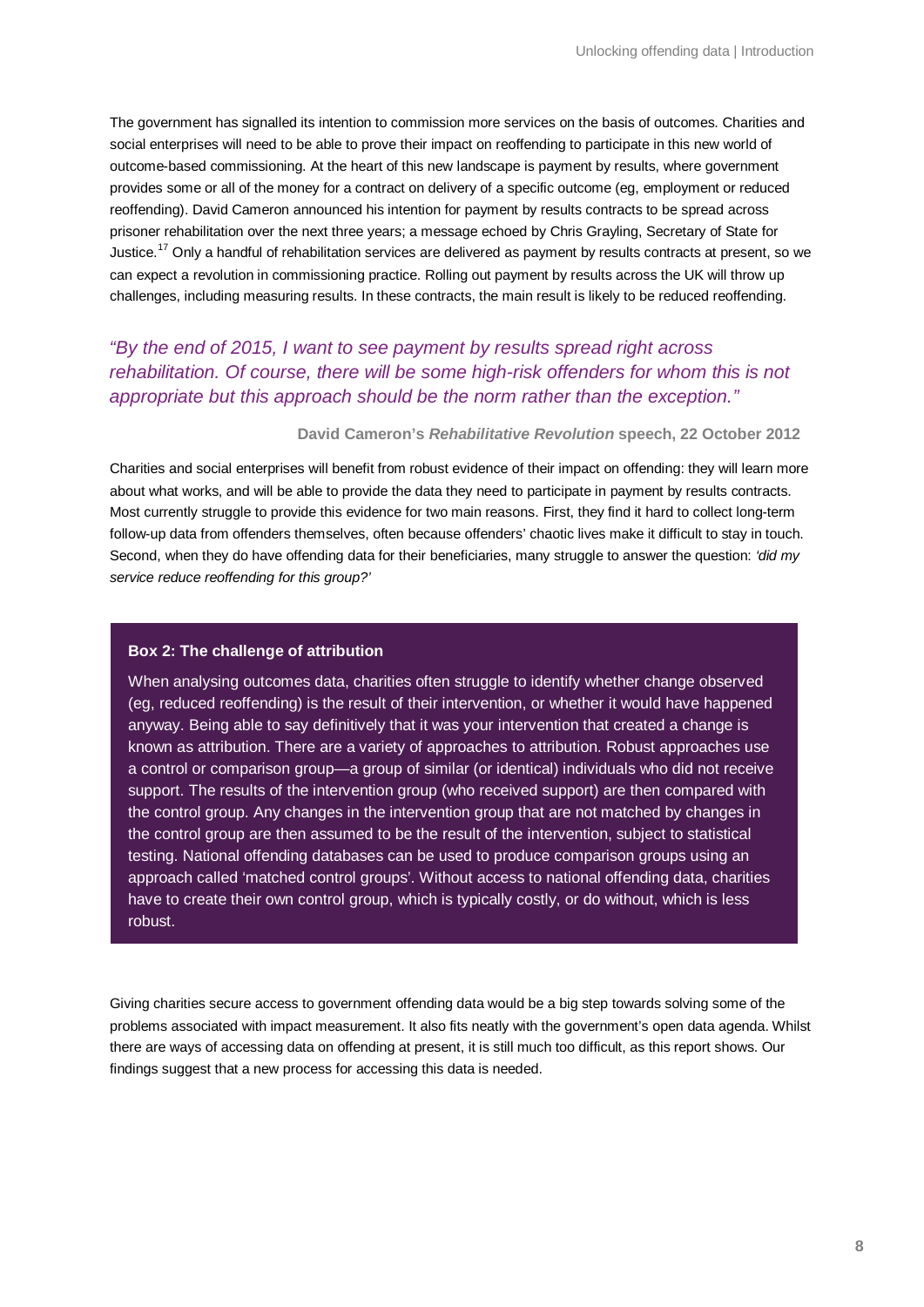The government has signalled its intention to commission more services on the basis of outcomes. Charities and social enterprises will need to be able to prove their impact on reoffending to participate in this new world of outcome-based commissioning. At the heart of this new landscape is payment by results, where government provides some or all of the money for a contract on delivery of a specific outcome (eg, employment or reduced reoffending). David Cameron announced his intention for payment by results contracts to be spread across prisoner rehabilitation over the next three years; a message echoed by Chris Grayling, Secretary of State for Justice.[17] Only a handful of rehabilitation services are delivered as payment by results contracts at present, so we can expect a revolution in commissioning practice. Rolling out payment by results across the UK will throw up challenges, including measuring results. In these contracts, the main result is likely to be reduced reoffending.

> *"By the end of 2015, I want to see payment by results spread right across rehabilitation. Of course, there will be some high-risk offenders for whom this is not appropriate but this approach should be the norm rather than the exception."*
>
> **David Cameron's *Rehabilitative Revolution* speech, 22 October 2012**

Charities and social enterprises will benefit from robust evidence of their impact on offending: they will learn more about what works, and will be able to provide the data they need to participate in payment by results contracts. Most currently struggle to provide this evidence for two main reasons. First, they find it hard to collect long-term follow-up data from offenders themselves, often because offenders' chaotic lives make it difficult to stay in touch. Second, when they do have offending data for their beneficiaries, many struggle to answer the question: *'did my service reduce reoffending for this group?'*

**Box 2: The challenge of attribution**

When analysing outcomes data, charities often struggle to identify whether change observed (eg, reduced reoffending) is the result of their intervention, or whether it would have happened anyway. Being able to say definitively that it was your intervention that created a change is known as attribution. There are a variety of approaches to attribution. Robust approaches use a control or comparison group—a group of similar (or identical) individuals who did not receive support. The results of the intervention group (who received support) are then compared with the control group. Any changes in the intervention group that are not matched by changes in the control group are then assumed to be the result of the intervention, subject to statistical testing. National offending databases can be used to produce comparison groups using an approach called 'matched control groups'. Without access to national offending data, charities have to create their own control group, which is typically costly, or do without, which is less robust.

Giving charities secure access to government offending data would be a big step towards solving some of the problems associated with impact measurement. It also fits neatly with the government's open data agenda. Whilst there are ways of accessing data on offending at present, it is still much too difficult, as this report shows. Our findings suggest that a new process for accessing this data is needed.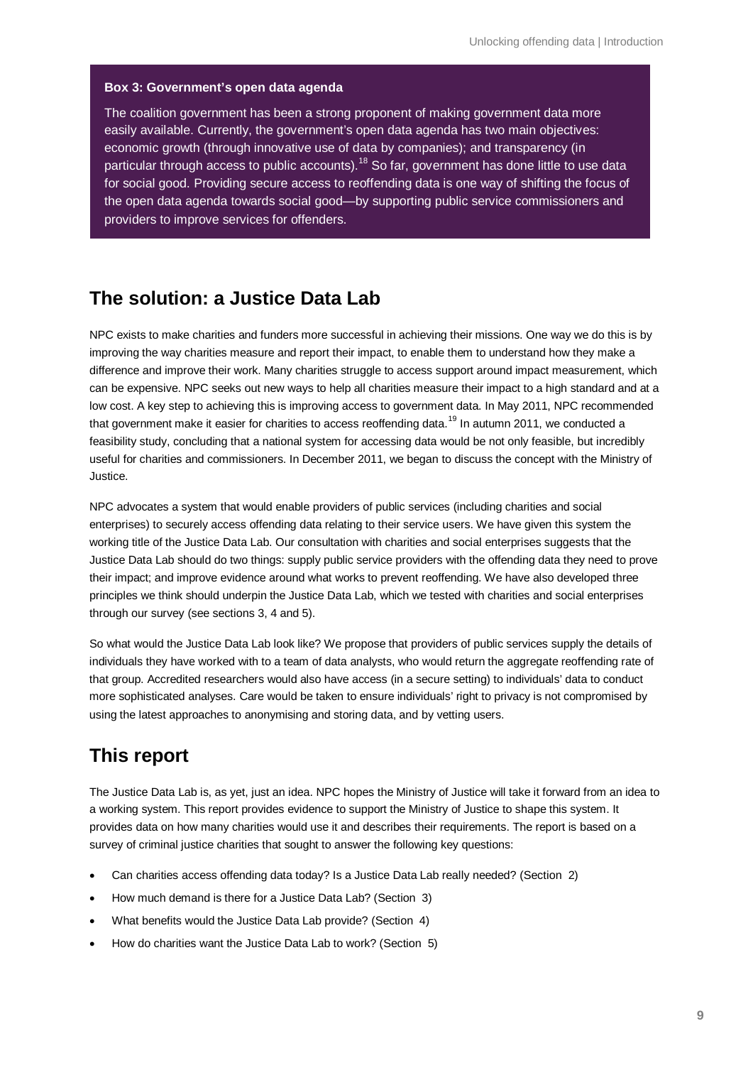**Box 3: Government's open data agenda**

The coalition government has been a strong proponent of making government data more easily available. Currently, the government's open data agenda has two main objectives: economic growth (through innovative use of data by companies); and transparency (in particular through access to public accounts).[18] So far, government has done little to use data for social good. Providing secure access to reoffending data is one way of shifting the focus of the open data agenda towards social good—by supporting public service commissioners and providers to improve services for offenders.

## The solution: a Justice Data Lab

NPC exists to make charities and funders more successful in achieving their missions. One way we do this is by improving the way charities measure and report their impact, to enable them to understand how they make a difference and improve their work. Many charities struggle to access support around impact measurement, which can be expensive. NPC seeks out new ways to help all charities measure their impact to a high standard and at a low cost. A key step to achieving this is improving access to government data. In May 2011, NPC recommended that government make it easier for charities to access reoffending data.[19] In autumn 2011, we conducted a feasibility study, concluding that a national system for accessing data would be not only feasible, but incredibly useful for charities and commissioners. In December 2011, we began to discuss the concept with the Ministry of Justice.

NPC advocates a system that would enable providers of public services (including charities and social enterprises) to securely access offending data relating to their service users. We have given this system the working title of the Justice Data Lab. Our consultation with charities and social enterprises suggests that the Justice Data Lab should do two things: supply public service providers with the offending data they need to prove their impact; and improve evidence around what works to prevent reoffending. We have also developed three principles we think should underpin the Justice Data Lab, which we tested with charities and social enterprises through our survey (see sections 3, 4 and 5).

So what would the Justice Data Lab look like? We propose that providers of public services supply the details of individuals they have worked with to a team of data analysts, who would return the aggregate reoffending rate of that group. Accredited researchers would also have access (in a secure setting) to individuals' data to conduct more sophisticated analyses. Care would be taken to ensure individuals' right to privacy is not compromised by using the latest approaches to anonymising and storing data, and by vetting users.

## This report

The Justice Data Lab is, as yet, just an idea. NPC hopes the Ministry of Justice will take it forward from an idea to a working system. This report provides evidence to support the Ministry of Justice to shape this system. It provides data on how many charities would use it and describes their requirements. The report is based on a survey of criminal justice charities that sought to answer the following key questions:

- Can charities access offending data today? Is a Justice Data Lab really needed? (Section 2)
- How much demand is there for a Justice Data Lab? (Section 3)
- What benefits would the Justice Data Lab provide? (Section 4)
- How do charities want the Justice Data Lab to work? (Section 5)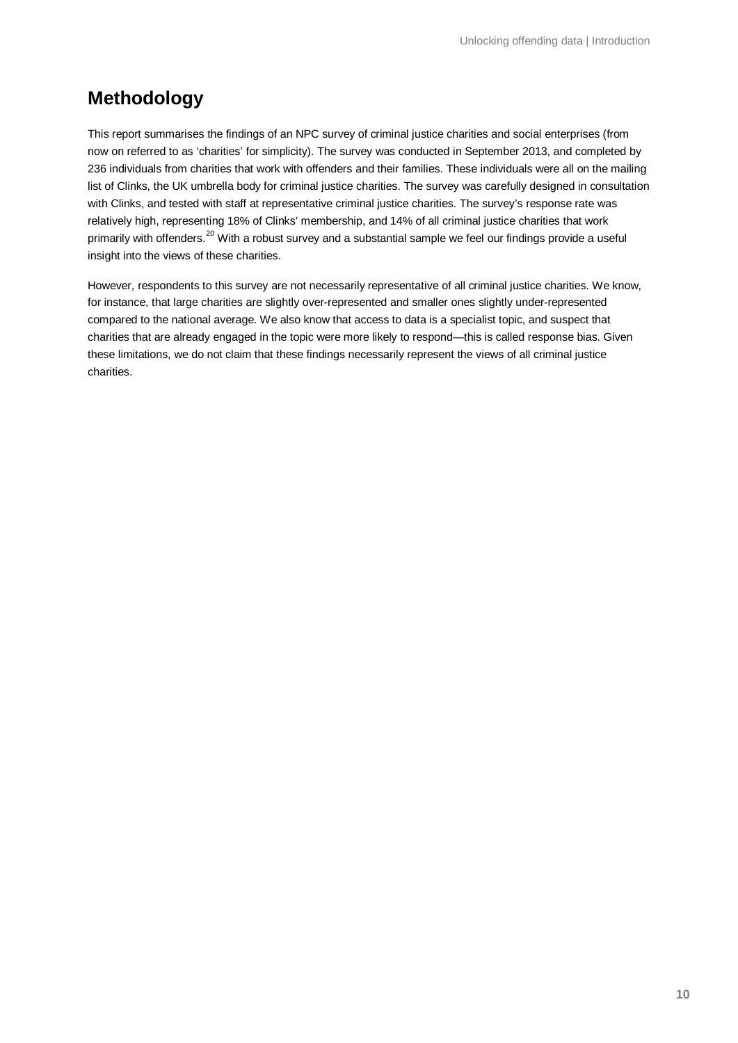## Methodology

This report summarises the findings of an NPC survey of criminal justice charities and social enterprises (from now on referred to as 'charities' for simplicity). The survey was conducted in September 2013, and completed by 236 individuals from charities that work with offenders and their families. These individuals were all on the mailing list of Clinks, the UK umbrella body for criminal justice charities. The survey was carefully designed in consultation with Clinks, and tested with staff at representative criminal justice charities. The survey's response rate was relatively high, representing 18% of Clinks' membership, and 14% of all criminal justice charities that work primarily with offenders.[20] With a robust survey and a substantial sample we feel our findings provide a useful insight into the views of these charities.

However, respondents to this survey are not necessarily representative of all criminal justice charities. We know, for instance, that large charities are slightly over-represented and smaller ones slightly under-represented compared to the national average. We also know that access to data is a specialist topic, and suspect that charities that are already engaged in the topic were more likely to respond—this is called response bias. Given these limitations, we do not claim that these findings necessarily represent the views of all criminal justice charities.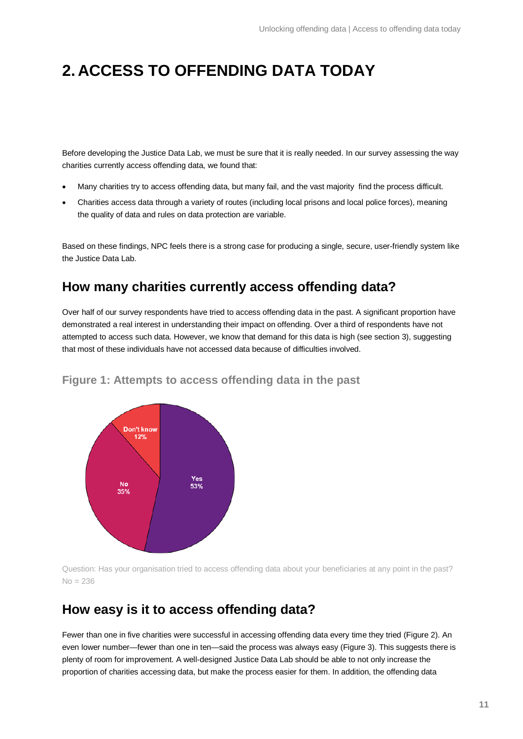# 2. ACCESS TO OFFENDING DATA TODAY

Before developing the Justice Data Lab, we must be sure that it is really needed. In our survey assessing the way charities currently access offending data, we found that:

- Many charities try to access offending data, but many fail, and the vast majority find the process difficult.
- Charities access data through a variety of routes (including local prisons and local police forces), meaning the quality of data and rules on data protection are variable.

Based on these findings, NPC feels there is a strong case for producing a single, secure, user-friendly system like the Justice Data Lab.

## How many charities currently access offending data?

Over half of our survey respondents have tried to access offending data in the past. A significant proportion have demonstrated a real interest in understanding their impact on offending. Over a third of respondents have not attempted to access such data. However, we know that demand for this data is high (see section 3), suggesting that most of these individuals have not accessed data because of difficulties involved.

### Figure 1: Attempts to access offending data in the past

| Response | % |
|---|---|
| Yes | 53% |
| No | 35% |
| Don't know | 12% |

Question: Has your organisation tried to access offending data about your beneficiaries at any point in the past? No = 236

## How easy is it to access offending data?

Fewer than one in five charities were successful in accessing offending data every time they tried (Figure 2). An even lower number—fewer than one in ten—said the process was always easy (Figure 3). This suggests there is plenty of room for improvement. A well-designed Justice Data Lab should be able to not only increase the proportion of charities accessing data, but make the process easier for them. In addition, the offending data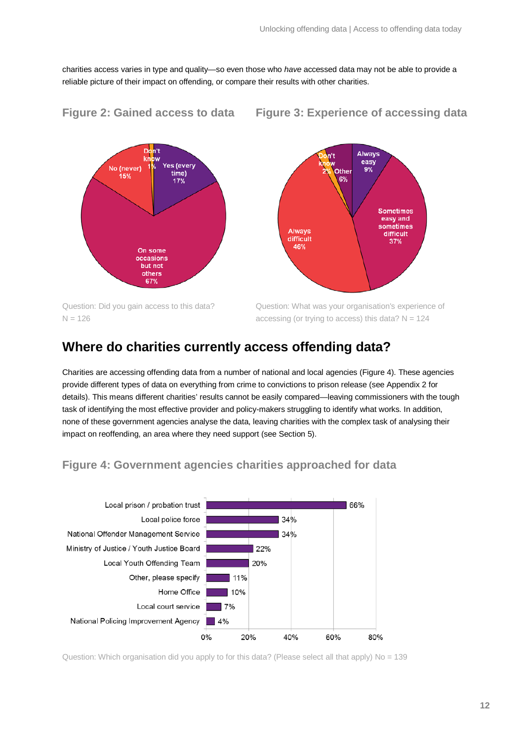charities access varies in type and quality—so even those who *have* accessed data may not be able to provide a reliable picture of their impact on offending, or compare their results with other charities.

**Figure 2: Gained access to data**

| Response | % |
|---|---|
| Yes (every time) | 17% |
| On some occasions but not others | 67% |
| No (never) | 15% |
| Don't know | 1% |

Question: Did you gain access to this data? N = 126

**Figure 3: Experience of accessing data**

| Response | % |
|---|---|
| Always easy | 9% |
| Sometimes easy and sometimes difficult | 37% |
| Always difficult | 46% |
| Don't know | 2% |
| Other | 6% |

Question: What was your organisation's experience of accessing (or trying to access) this data? N = 124

## Where do charities currently access offending data?

Charities are accessing offending data from a number of national and local agencies (Figure 4). These agencies provide different types of data on everything from crime to convictions to prison release (see Appendix 2 for details). This means different charities' results cannot be easily compared—leaving commissioners with the tough task of identifying the most effective provider and policy-makers struggling to identify what works. In addition, none of these government agencies analyse the data, leaving charities with the complex task of analysing their impact on reoffending, an area where they need support (see Section 5).

**Figure 4: Government agencies charities approached for data**

| Agency | % |
|---|---|
| Local prison / probation trust | 66% |
| Local police force | 34% |
| National Offender Management Service | 34% |
| Ministry of Justice / Youth Justice Board | 22% |
| Local Youth Offending Team | 20% |
| Other, please specify | 11% |
| Home Office | 10% |
| Local court service | 7% |
| National Policing Improvement Agency | 4% |

Question: Which organisation did you apply to for this data? (Please select all that apply) No = 139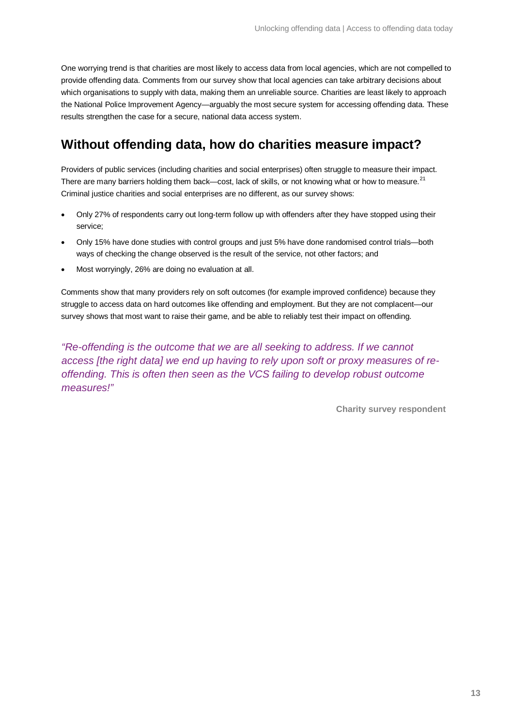One worrying trend is that charities are most likely to access data from local agencies, which are not compelled to provide offending data. Comments from our survey show that local agencies can take arbitrary decisions about which organisations to supply with data, making them an unreliable source. Charities are least likely to approach the National Police Improvement Agency—arguably the most secure system for accessing offending data. These results strengthen the case for a secure, national data access system.

## Without offending data, how do charities measure impact?

Providers of public services (including charities and social enterprises) often struggle to measure their impact. There are many barriers holding them back—cost, lack of skills, or not knowing what or how to measure.[21] Criminal justice charities and social enterprises are no different, as our survey shows:

- Only 27% of respondents carry out long-term follow up with offenders after they have stopped using their service;
- Only 15% have done studies with control groups and just 5% have done randomised control trials—both ways of checking the change observed is the result of the service, not other factors; and
- Most worryingly, 26% are doing no evaluation at all.

Comments show that many providers rely on soft outcomes (for example improved confidence) because they struggle to access data on hard outcomes like offending and employment. But they are not complacent—our survey shows that most want to raise their game, and be able to reliably test their impact on offending.

*"Re-offending is the outcome that we are all seeking to address. If we cannot access [the right data] we end up having to rely upon soft or proxy measures of re-offending. This is often then seen as the VCS failing to develop robust outcome measures!"*

**Charity survey respondent**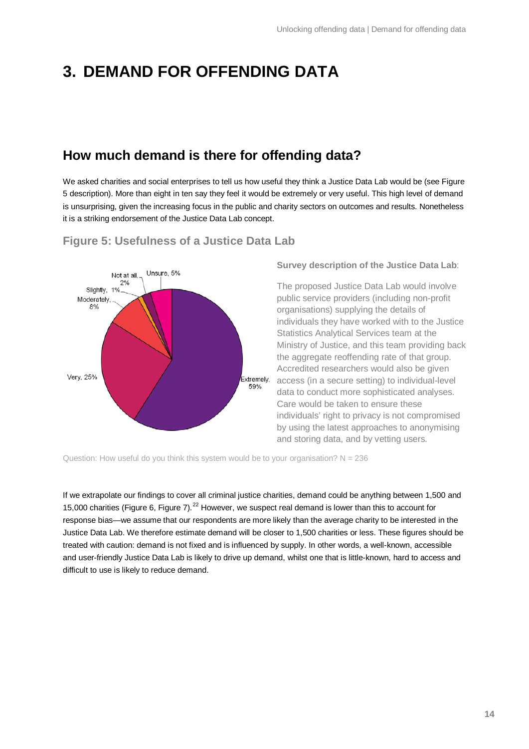# 3. DEMAND FOR OFFENDING DATA

## How much demand is there for offending data?

We asked charities and social enterprises to tell us how useful they think a Justice Data Lab would be (see Figure 5 description). More than eight in ten say they feel it would be extremely or very useful. This high level of demand is unsurprising, given the increasing focus in the public and charity sectors on outcomes and results. Nonetheless it is a striking endorsement of the Justice Data Lab concept.

### Figure 5: Usefulness of a Justice Data Lab

Extremely, 59%; Very, 25%; Moderately, 8%; Slightly, 1%; Not at all, 2%; Unsure, 5%

**Survey description of the Justice Data Lab**:

The proposed Justice Data Lab would involve public service providers (including non-profit organisations) supplying the details of individuals they have worked with to the Justice Statistics Analytical Services team at the Ministry of Justice, and this team providing back the aggregate reoffending rate of that group. Accredited researchers would also be given access (in a secure setting) to individual-level data to conduct more sophisticated analyses. Care would be taken to ensure these individuals' right to privacy is not compromised by using the latest approaches to anonymising and storing data, and by vetting users.

Question: How useful do you think this system would be to your organisation? N = 236

If we extrapolate our findings to cover all criminal justice charities, demand could be anything between 1,500 and 15,000 charities (Figure 6, Figure 7).[22] However, we suspect real demand is lower than this to account for response bias—we assume that our respondents are more likely than the average charity to be interested in the Justice Data Lab. We therefore estimate demand will be closer to 1,500 charities or less. These figures should be treated with caution: demand is not fixed and is influenced by supply. In other words, a well-known, accessible and user-friendly Justice Data Lab is likely to drive up demand, whilst one that is little-known, hard to access and difficult to use is likely to reduce demand.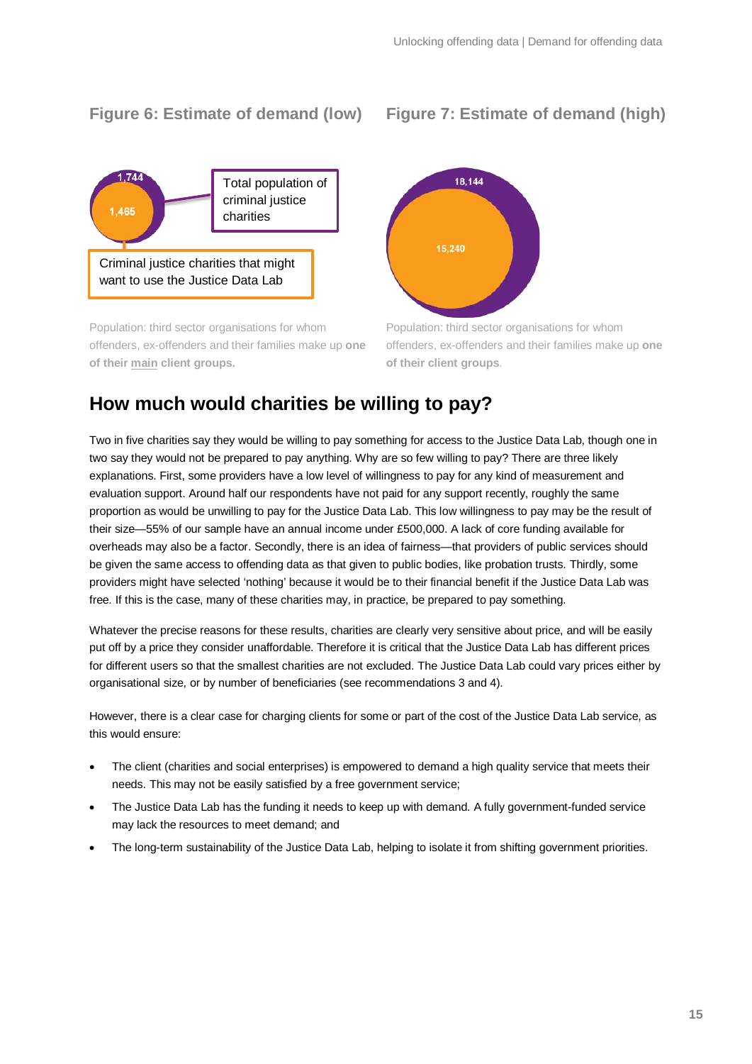### Figure 6: Estimate of demand (low)

1,744 — Total population of criminal justice charities

1,465 — Criminal justice charities that might want to use the Justice Data Lab

Population: third sector organisations for whom offenders, ex-offenders and their families make up **one of their main client groups.**

### Figure 7: Estimate of demand (high)

18,144

15,240

Population: third sector organisations for whom offenders, ex-offenders and their families make up **one of their client groups**.

## How much would charities be willing to pay?

Two in five charities say they would be willing to pay something for access to the Justice Data Lab, though one in two say they would not be prepared to pay anything. Why are so few willing to pay? There are three likely explanations. First, some providers have a low level of willingness to pay for any kind of measurement and evaluation support. Around half our respondents have not paid for any support recently, roughly the same proportion as would be unwilling to pay for the Justice Data Lab. This low willingness to pay may be the result of their size—55% of our sample have an annual income under £500,000. A lack of core funding available for overheads may also be a factor. Secondly, there is an idea of fairness—that providers of public services should be given the same access to offending data as that given to public bodies, like probation trusts. Thirdly, some providers might have selected 'nothing' because it would be to their financial benefit if the Justice Data Lab was free. If this is the case, many of these charities may, in practice, be prepared to pay something.

Whatever the precise reasons for these results, charities are clearly very sensitive about price, and will be easily put off by a price they consider unaffordable. Therefore it is critical that the Justice Data Lab has different prices for different users so that the smallest charities are not excluded. The Justice Data Lab could vary prices either by organisational size, or by number of beneficiaries (see recommendations 3 and 4).

However, there is a clear case for charging clients for some or part of the cost of the Justice Data Lab service, as this would ensure:

- The client (charities and social enterprises) is empowered to demand a high quality service that meets their needs. This may not be easily satisfied by a free government service;
- The Justice Data Lab has the funding it needs to keep up with demand. A fully government-funded service may lack the resources to meet demand; and
- The long-term sustainability of the Justice Data Lab, helping to isolate it from shifting government priorities.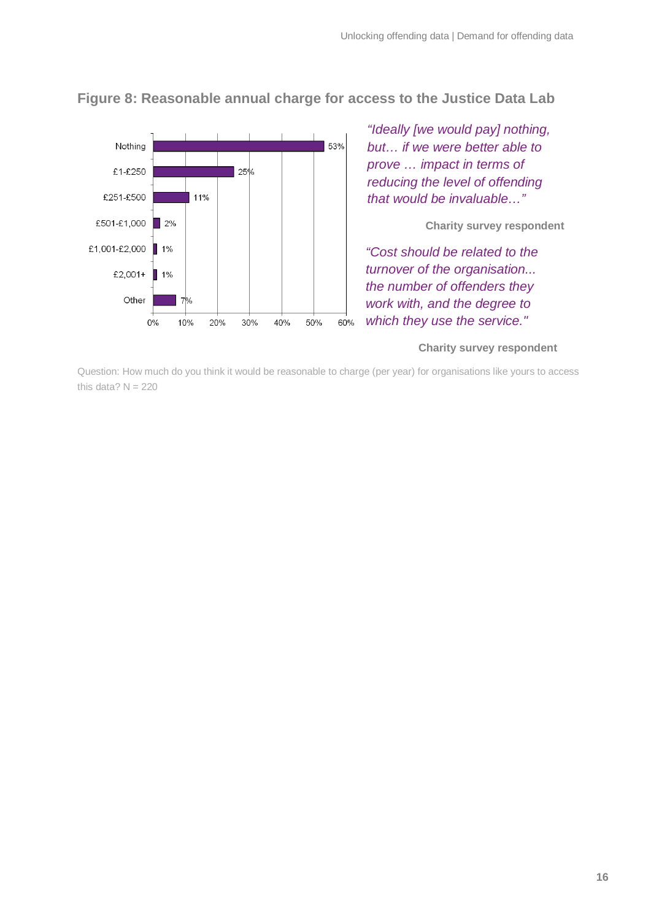### Figure 8: Reasonable annual charge for access to the Justice Data Lab

| Charge | Percentage |
| --- | --- |
| Nothing | 53% |
| £1-£250 | 25% |
| £251-£500 | 11% |
| £501-£1,000 | 2% |
| £1,001-£2,000 | 1% |
| £2,001+ | 1% |
| Other | 7% |

*"Ideally [we would pay] nothing, but… if we were better able to prove … impact in terms of reducing the level of offending that would be invaluable…"*

**Charity survey respondent**

*"Cost should be related to the turnover of the organisation... the number of offenders they work with, and the degree to which they use the service."*

**Charity survey respondent**

Question: How much do you think it would be reasonable to charge (per year) for organisations like yours to access this data? N = 220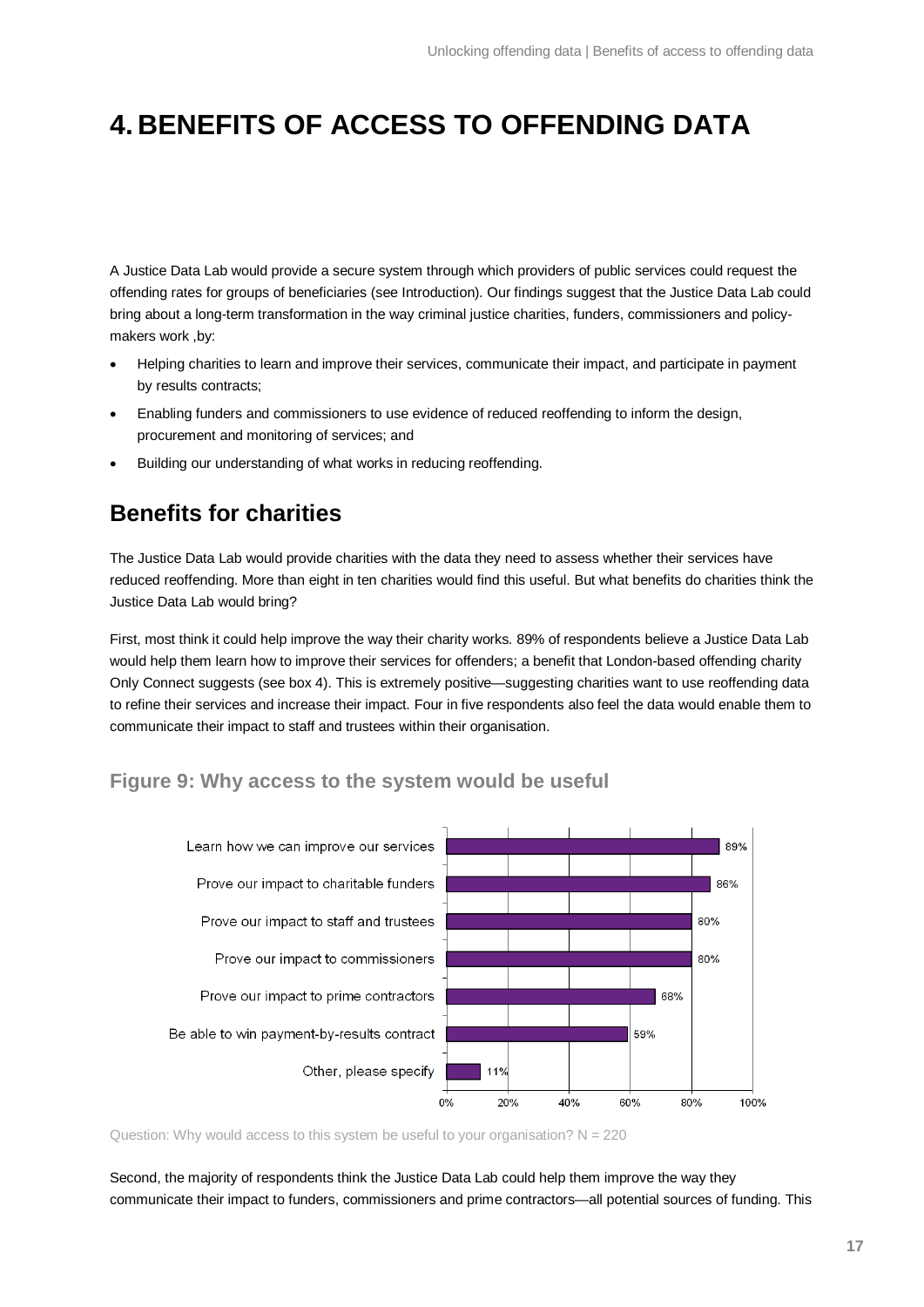# 4. BENEFITS OF ACCESS TO OFFENDING DATA

A Justice Data Lab would provide a secure system through which providers of public services could request the offending rates for groups of beneficiaries (see Introduction). Our findings suggest that the Justice Data Lab could bring about a long-term transformation in the way criminal justice charities, funders, commissioners and policy-makers work ,by:

- Helping charities to learn and improve their services, communicate their impact, and participate in payment by results contracts;
- Enabling funders and commissioners to use evidence of reduced reoffending to inform the design, procurement and monitoring of services; and
- Building our understanding of what works in reducing reoffending.

## Benefits for charities

The Justice Data Lab would provide charities with the data they need to assess whether their services have reduced reoffending. More than eight in ten charities would find this useful. But what benefits do charities think the Justice Data Lab would bring?

First, most think it could help improve the way their charity works. 89% of respondents believe a Justice Data Lab would help them learn how to improve their services for offenders; a benefit that London-based offending charity Only Connect suggests (see box 4). This is extremely positive—suggesting charities want to use reoffending data to refine their services and increase their impact. Four in five respondents also feel the data would enable them to communicate their impact to staff and trustees within their organisation.

### Figure 9: Why access to the system would be useful

| Reason | Percentage |
| --- | --- |
| Learn how we can improve our services | 89% |
| Prove our impact to charitable funders | 86% |
| Prove our impact to staff and trustees | 80% |
| Prove our impact to commissioners | 80% |
| Prove our impact to prime contractors | 68% |
| Be able to win payment-by-results contract | 59% |
| Other, please specify | 11% |

Question: Why would access to this system be useful to your organisation? N = 220

Second, the majority of respondents think the Justice Data Lab could help them improve the way they communicate their impact to funders, commissioners and prime contractors—all potential sources of funding. This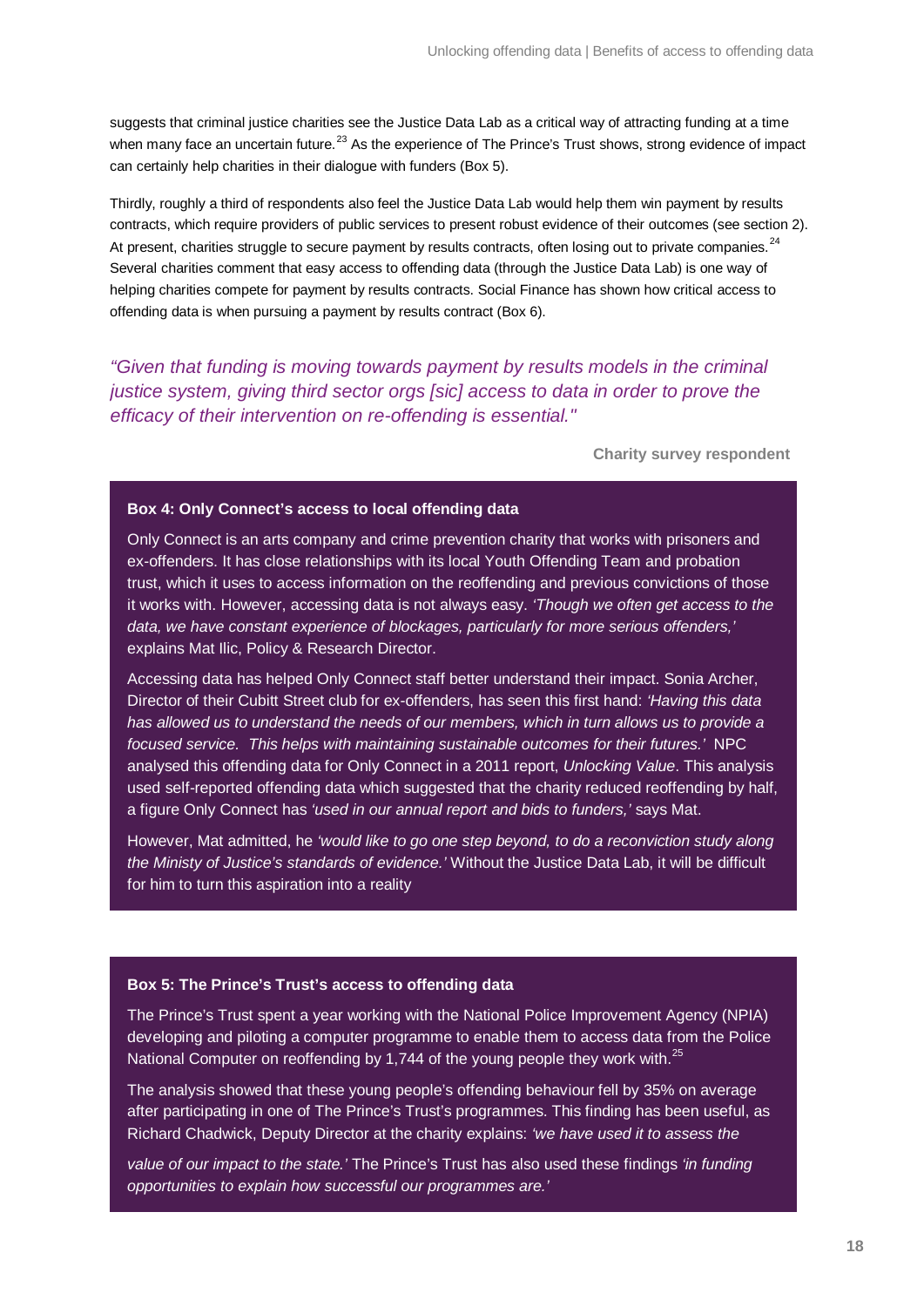suggests that criminal justice charities see the Justice Data Lab as a critical way of attracting funding at a time when many face an uncertain future.[23] As the experience of The Prince's Trust shows, strong evidence of impact can certainly help charities in their dialogue with funders (Box 5).

Thirdly, roughly a third of respondents also feel the Justice Data Lab would help them win payment by results contracts, which require providers of public services to present robust evidence of their outcomes (see section 2). At present, charities struggle to secure payment by results contracts, often losing out to private companies.[24] Several charities comment that easy access to offending data (through the Justice Data Lab) is one way of helping charities compete for payment by results contracts. Social Finance has shown how critical access to offending data is when pursuing a payment by results contract (Box 6).

*"Given that funding is moving towards payment by results models in the criminal justice system, giving third sector orgs [sic] access to data in order to prove the efficacy of their intervention on re-offending is essential."*

**Charity survey respondent**

**Box 4: Only Connect's access to local offending data**

Only Connect is an arts company and crime prevention charity that works with prisoners and ex-offenders. It has close relationships with its local Youth Offending Team and probation trust, which it uses to access information on the reoffending and previous convictions of those it works with. However, accessing data is not always easy. *'Though we often get access to the data, we have constant experience of blockages, particularly for more serious offenders,'* explains Mat Ilic, Policy & Research Director.

Accessing data has helped Only Connect staff better understand their impact. Sonia Archer, Director of their Cubitt Street club for ex-offenders, has seen this first hand: *'Having this data has allowed us to understand the needs of our members, which in turn allows us to provide a focused service. This helps with maintaining sustainable outcomes for their futures.'* NPC analysed this offending data for Only Connect in a 2011 report, *Unlocking Value*. This analysis used self-reported offending data which suggested that the charity reduced reoffending by half, a figure Only Connect has *'used in our annual report and bids to funders,'* says Mat.

However, Mat admitted, he *'would like to go one step beyond, to do a reconviction study along the Ministy of Justice's standards of evidence.'* Without the Justice Data Lab, it will be difficult for him to turn this aspiration into a reality

**Box 5: The Prince's Trust's access to offending data**

The Prince's Trust spent a year working with the National Police Improvement Agency (NPIA) developing and piloting a computer programme to enable them to access data from the Police National Computer on reoffending by 1,744 of the young people they work with.[25]

The analysis showed that these young people's offending behaviour fell by 35% on average after participating in one of The Prince's Trust's programmes. This finding has been useful, as Richard Chadwick, Deputy Director at the charity explains: *'we have used it to assess the value of our impact to the state.'* The Prince's Trust has also used these findings *'in funding opportunities to explain how successful our programmes are.'*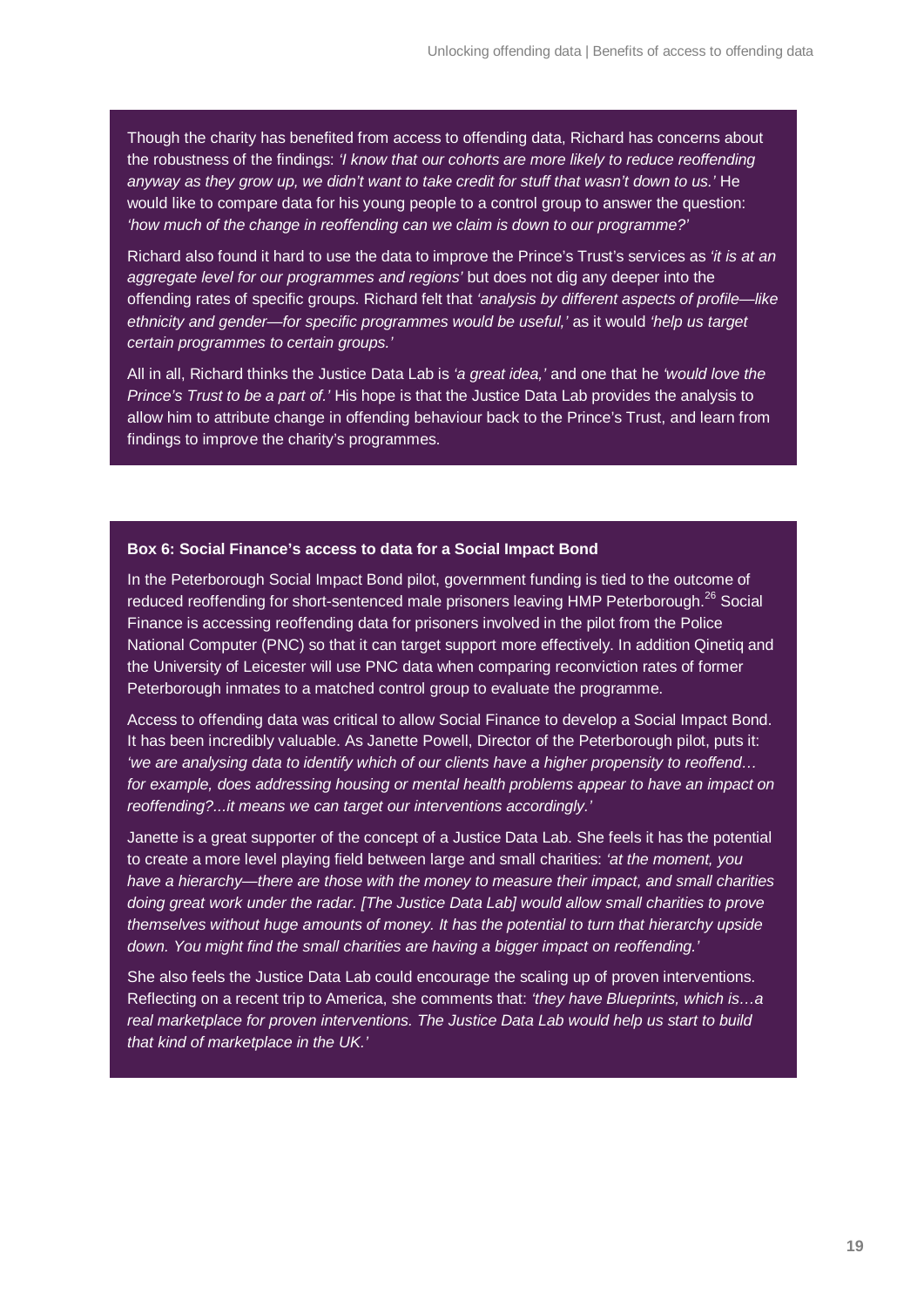Though the charity has benefited from access to offending data, Richard has concerns about the robustness of the findings: *'I know that our cohorts are more likely to reduce reoffending anyway as they grow up, we didn't want to take credit for stuff that wasn't down to us.'* He would like to compare data for his young people to a control group to answer the question: *'how much of the change in reoffending can we claim is down to our programme?'*

Richard also found it hard to use the data to improve the Prince's Trust's services as *'it is at an aggregate level for our programmes and regions'* but does not dig any deeper into the offending rates of specific groups. Richard felt that *'analysis by different aspects of profile—like ethnicity and gender—for specific programmes would be useful,'* as it would *'help us target certain programmes to certain groups.'*

All in all, Richard thinks the Justice Data Lab is *'a great idea,'* and one that he *'would love the Prince's Trust to be a part of.'* His hope is that the Justice Data Lab provides the analysis to allow him to attribute change in offending behaviour back to the Prince's Trust, and learn from findings to improve the charity's programmes.

**Box 6: Social Finance's access to data for a Social Impact Bond**

In the Peterborough Social Impact Bond pilot, government funding is tied to the outcome of reduced reoffending for short-sentenced male prisoners leaving HMP Peterborough.[26] Social Finance is accessing reoffending data for prisoners involved in the pilot from the Police National Computer (PNC) so that it can target support more effectively. In addition Qinetiq and the University of Leicester will use PNC data when comparing reconviction rates of former Peterborough inmates to a matched control group to evaluate the programme.

Access to offending data was critical to allow Social Finance to develop a Social Impact Bond. It has been incredibly valuable. As Janette Powell, Director of the Peterborough pilot, puts it: *'we are analysing data to identify which of our clients have a higher propensity to reoffend… for example, does addressing housing or mental health problems appear to have an impact on reoffending?...it means we can target our interventions accordingly.'*

Janette is a great supporter of the concept of a Justice Data Lab. She feels it has the potential to create a more level playing field between large and small charities: *'at the moment, you have a hierarchy—there are those with the money to measure their impact, and small charities doing great work under the radar. [The Justice Data Lab] would allow small charities to prove themselves without huge amounts of money. It has the potential to turn that hierarchy upside down. You might find the small charities are having a bigger impact on reoffending.'*

She also feels the Justice Data Lab could encourage the scaling up of proven interventions. Reflecting on a recent trip to America, she comments that: *'they have Blueprints, which is…a real marketplace for proven interventions. The Justice Data Lab would help us start to build that kind of marketplace in the UK.'*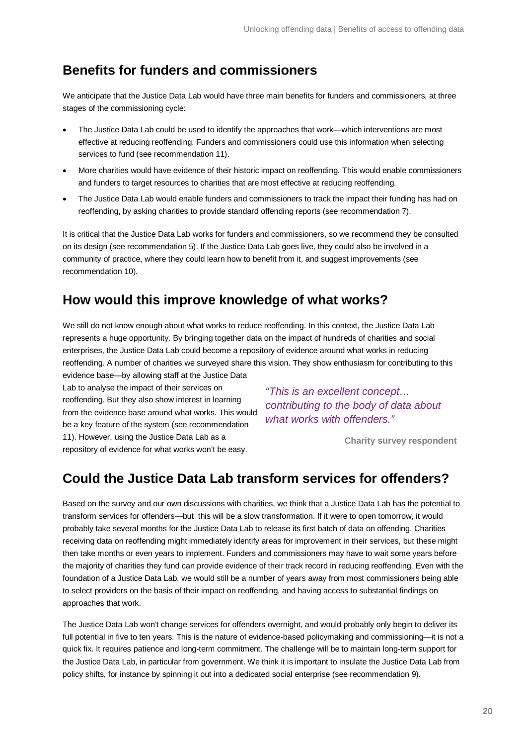## Benefits for funders and commissioners

We anticipate that the Justice Data Lab would have three main benefits for funders and commissioners, at three stages of the commissioning cycle:

- The Justice Data Lab could be used to identify the approaches that work—which interventions are most effective at reducing reoffending. Funders and commissioners could use this information when selecting services to fund (see recommendation 11).
- More charities would have evidence of their historic impact on reoffending. This would enable commissioners and funders to target resources to charities that are most effective at reducing reoffending.
- The Justice Data Lab would enable funders and commissioners to track the impact their funding has had on reoffending, by asking charities to provide standard offending reports (see recommendation 7).

It is critical that the Justice Data Lab works for funders and commissioners, so we recommend they be consulted on its design (see recommendation 5). If the Justice Data Lab goes live, they could also be involved in a community of practice, where they could learn how to benefit from it, and suggest improvements (see recommendation 10).

## How would this improve knowledge of what works?

We still do not know enough about what works to reduce reoffending. In this context, the Justice Data Lab represents a huge opportunity. By bringing together data on the impact of hundreds of charities and social enterprises, the Justice Data Lab could become a repository of evidence around what works in reducing reoffending. A number of charities we surveyed share this vision. They show enthusiasm for contributing to this evidence base—by allowing staff at the Justice Data Lab to analyse the impact of their services on reoffending. But they also show interest in learning from the evidence base around what works. This would be a key feature of the system (see recommendation 11). However, using the Justice Data Lab as a repository of evidence for what works won't be easy.

> *"This is an excellent concept… contributing to the body of data about what works with offenders."*
>
> **Charity survey respondent**

## Could the Justice Data Lab transform services for offenders?

Based on the survey and our own discussions with charities, we think that a Justice Data Lab has the potential to transform services for offenders—but this will be a slow transformation. If it were to open tomorrow, it would probably take several months for the Justice Data Lab to release its first batch of data on offending. Charities receiving data on reoffending might immediately identify areas for improvement in their services, but these might then take months or even years to implement. Funders and commissioners may have to wait some years before the majority of charities they fund can provide evidence of their track record in reducing reoffending. Even with the foundation of a Justice Data Lab, we would still be a number of years away from most commissioners being able to select providers on the basis of their impact on reoffending, and having access to substantial findings on approaches that work.

The Justice Data Lab won't change services for offenders overnight, and would probably only begin to deliver its full potential in five to ten years. This is the nature of evidence-based policymaking and commissioning—it is not a quick fix. It requires patience and long-term commitment. The challenge will be to maintain long-term support for the Justice Data Lab, in particular from government. We think it is important to insulate the Justice Data Lab from policy shifts, for instance by spinning it out into a dedicated social enterprise (see recommendation 9).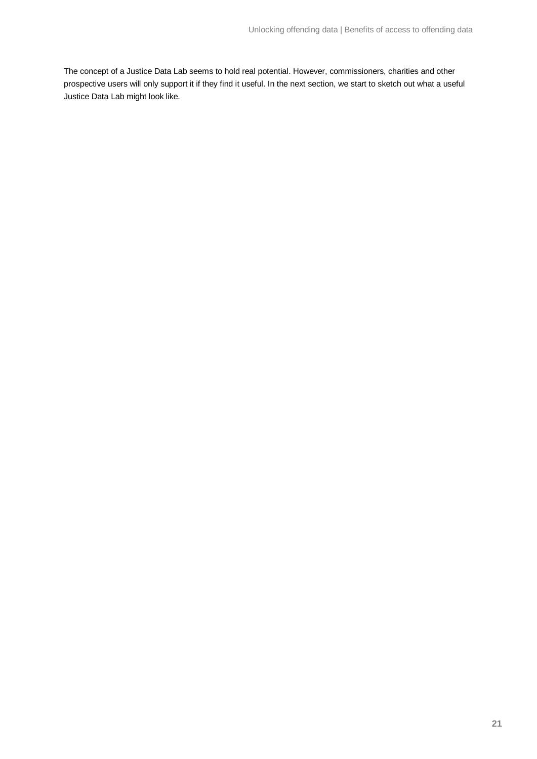The concept of a Justice Data Lab seems to hold real potential. However, commissioners, charities and other prospective users will only support it if they find it useful. In the next section, we start to sketch out what a useful Justice Data Lab might look like.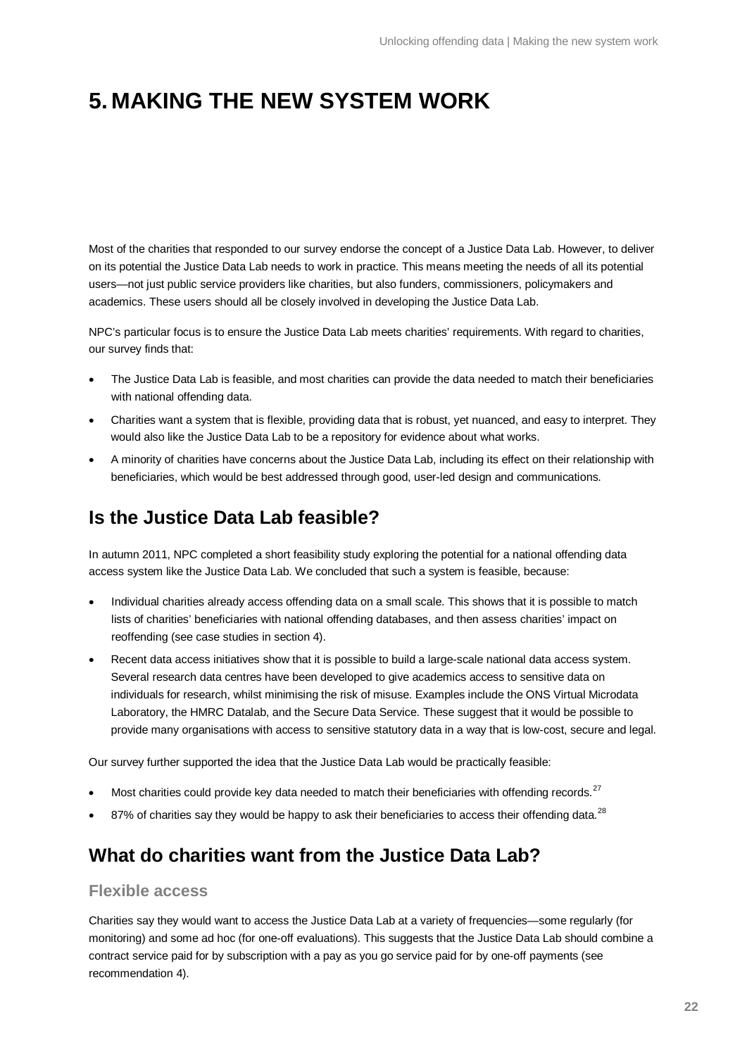# 5. MAKING THE NEW SYSTEM WORK

Most of the charities that responded to our survey endorse the concept of a Justice Data Lab. However, to deliver on its potential the Justice Data Lab needs to work in practice. This means meeting the needs of all its potential users—not just public service providers like charities, but also funders, commissioners, policymakers and academics. These users should all be closely involved in developing the Justice Data Lab.

NPC's particular focus is to ensure the Justice Data Lab meets charities' requirements. With regard to charities, our survey finds that:

- The Justice Data Lab is feasible, and most charities can provide the data needed to match their beneficiaries with national offending data.
- Charities want a system that is flexible, providing data that is robust, yet nuanced, and easy to interpret. They would also like the Justice Data Lab to be a repository for evidence about what works.
- A minority of charities have concerns about the Justice Data Lab, including its effect on their relationship with beneficiaries, which would be best addressed through good, user-led design and communications.

## Is the Justice Data Lab feasible?

In autumn 2011, NPC completed a short feasibility study exploring the potential for a national offending data access system like the Justice Data Lab. We concluded that such a system is feasible, because:

- Individual charities already access offending data on a small scale. This shows that it is possible to match lists of charities' beneficiaries with national offending databases, and then assess charities' impact on reoffending (see case studies in section 4).
- Recent data access initiatives show that it is possible to build a large-scale national data access system. Several research data centres have been developed to give academics access to sensitive data on individuals for research, whilst minimising the risk of misuse. Examples include the ONS Virtual Microdata Laboratory, the HMRC Datalab, and the Secure Data Service. These suggest that it would be possible to provide many organisations with access to sensitive statutory data in a way that is low-cost, secure and legal.

Our survey further supported the idea that the Justice Data Lab would be practically feasible:

- Most charities could provide key data needed to match their beneficiaries with offending records.[27]
- 87% of charities say they would be happy to ask their beneficiaries to access their offending data.[28]

## What do charities want from the Justice Data Lab?

### Flexible access

Charities say they would want to access the Justice Data Lab at a variety of frequencies—some regularly (for monitoring) and some ad hoc (for one-off evaluations). This suggests that the Justice Data Lab should combine a contract service paid for by subscription with a pay as you go service paid for by one-off payments (see recommendation 4).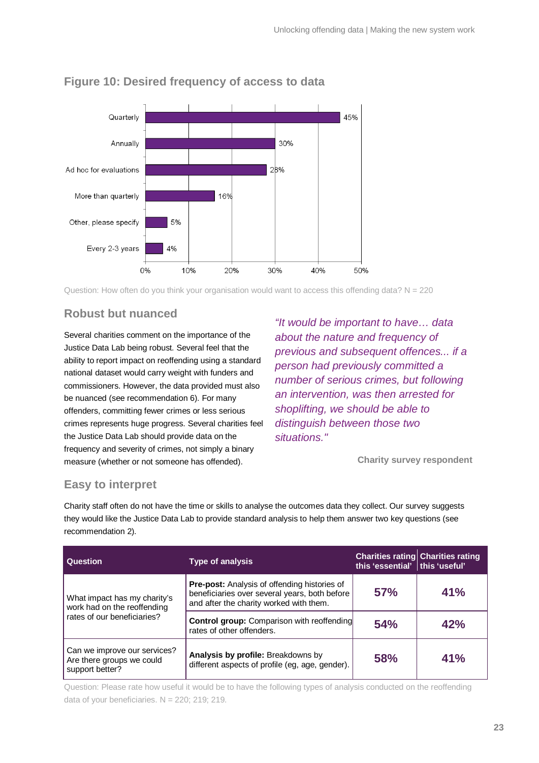## Figure 10: Desired frequency of access to data

| Frequency | % |
|---|---|
| Quarterly | 45% |
| Annually | 30% |
| Ad hoc for evaluations | 28% |
| More than quarterly | 16% |
| Other, please specify | 5% |
| Every 2-3 years | 4% |

Question: How often do you think your organisation would want to access this offending data? N = 220

### Robust but nuanced

Several charities comment on the importance of the Justice Data Lab being robust. Several feel that the ability to report impact on reoffending using a standard national dataset would carry weight with funders and commissioners. However, the data provided must also be nuanced (see recommendation 6). For many offenders, committing fewer crimes or less serious crimes represents huge progress. Several charities feel the Justice Data Lab should provide data on the frequency and severity of crimes, not simply a binary measure (whether or not someone has offended).

*"It would be important to have… data about the nature and frequency of previous and subsequent offences... if a person had previously committed a number of serious crimes, but following an intervention, was then arrested for shoplifting, we should be able to distinguish between those two situations."*

**Charity survey respondent**

### Easy to interpret

Charity staff often do not have the time or skills to analyse the outcomes data they collect. Our survey suggests they would like the Justice Data Lab to provide standard analysis to help them answer two key questions (see recommendation 2).

| Question | Type of analysis | Charities rating this 'essential' | Charities rating this 'useful' |
|---|---|---|---|
| What impact has my charity's work had on the reoffending rates of our beneficiaries? | **Pre-post:** Analysis of offending histories of beneficiaries over several years, both before and after the charity worked with them. | 57% | 41% |
| | **Control group:** Comparison with reoffending rates of other offenders. | 54% | 42% |
| Can we improve our services? Are there groups we could support better? | **Analysis by profile:** Breakdowns by different aspects of profile (eg, age, gender). | 58% | 41% |

Question: Please rate how useful it would be to have the following types of analysis conducted on the reoffending data of your beneficiaries. N = 220; 219; 219.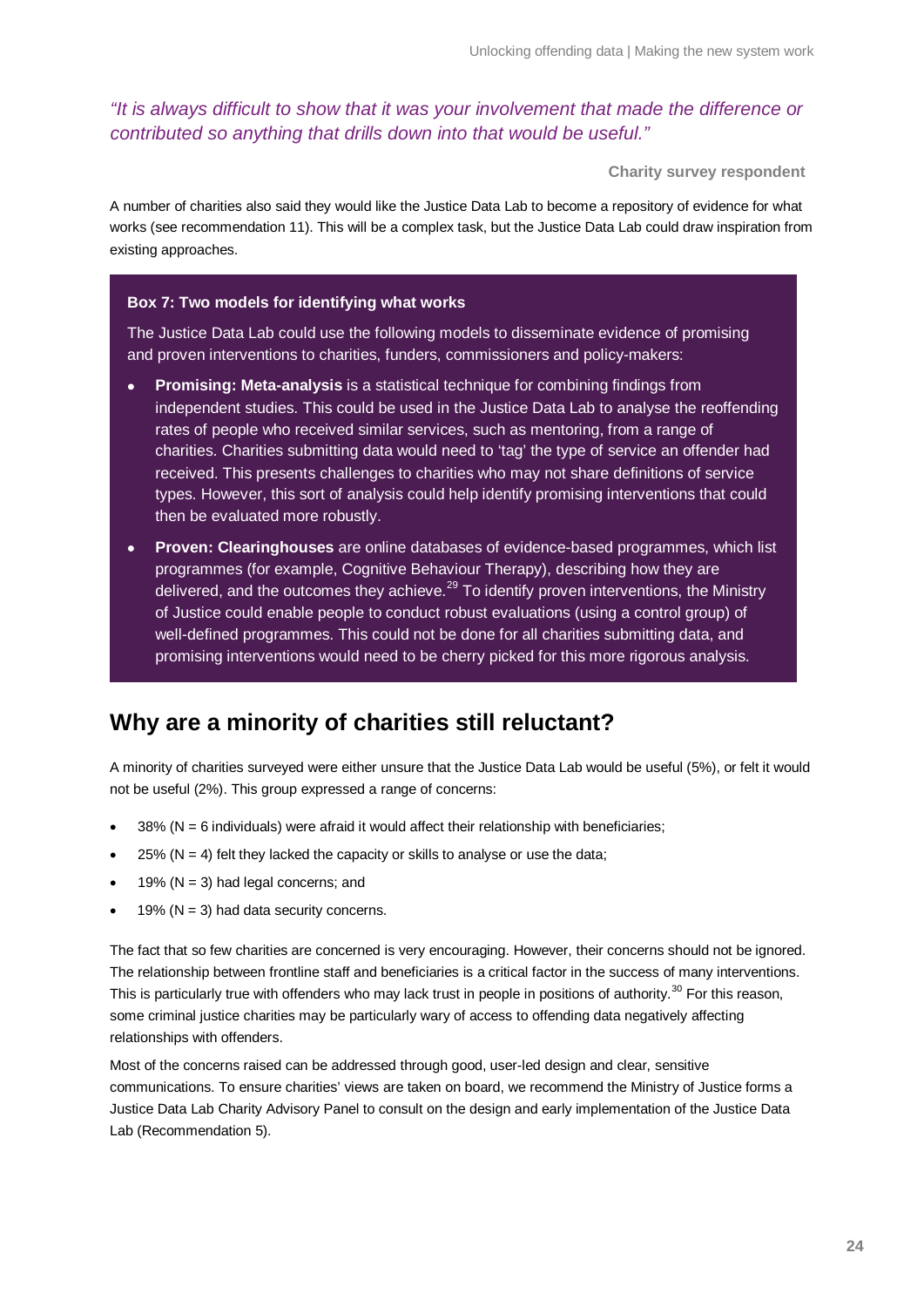*"It is always difficult to show that it was your involvement that made the difference or contributed so anything that drills down into that would be useful."*

**Charity survey respondent**

A number of charities also said they would like the Justice Data Lab to become a repository of evidence for what works (see recommendation 11). This will be a complex task, but the Justice Data Lab could draw inspiration from existing approaches.

**Box 7: Two models for identifying what works**

The Justice Data Lab could use the following models to disseminate evidence of promising and proven interventions to charities, funders, commissioners and policy-makers:

- **Promising: Meta-analysis** is a statistical technique for combining findings from independent studies. This could be used in the Justice Data Lab to analyse the reoffending rates of people who received similar services, such as mentoring, from a range of charities. Charities submitting data would need to 'tag' the type of service an offender had received. This presents challenges to charities who may not share definitions of service types. However, this sort of analysis could help identify promising interventions that could then be evaluated more robustly.
- **Proven: Clearinghouses** are online databases of evidence-based programmes, which list programmes (for example, Cognitive Behaviour Therapy), describing how they are delivered, and the outcomes they achieve.[29] To identify proven interventions, the Ministry of Justice could enable people to conduct robust evaluations (using a control group) of well-defined programmes. This could not be done for all charities submitting data, and promising interventions would need to be cherry picked for this more rigorous analysis.

## Why are a minority of charities still reluctant?

A minority of charities surveyed were either unsure that the Justice Data Lab would be useful (5%), or felt it would not be useful (2%). This group expressed a range of concerns:

- 38% (N = 6 individuals) were afraid it would affect their relationship with beneficiaries;
- 25% (N = 4) felt they lacked the capacity or skills to analyse or use the data;
- 19% (N = 3) had legal concerns; and
- 19% (N = 3) had data security concerns.

The fact that so few charities are concerned is very encouraging. However, their concerns should not be ignored. The relationship between frontline staff and beneficiaries is a critical factor in the success of many interventions. This is particularly true with offenders who may lack trust in people in positions of authority.[30] For this reason, some criminal justice charities may be particularly wary of access to offending data negatively affecting relationships with offenders.

Most of the concerns raised can be addressed through good, user-led design and clear, sensitive communications. To ensure charities' views are taken on board, we recommend the Ministry of Justice forms a Justice Data Lab Charity Advisory Panel to consult on the design and early implementation of the Justice Data Lab (Recommendation 5).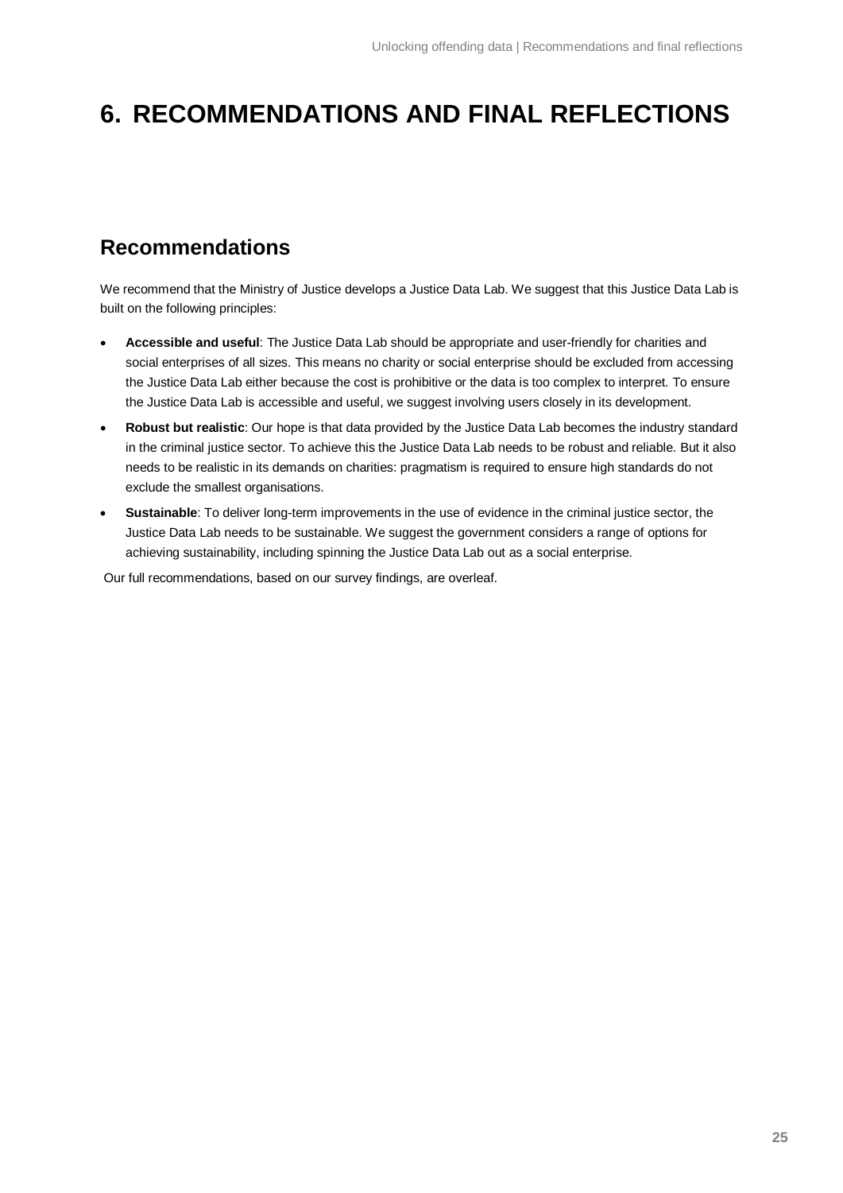# 6. RECOMMENDATIONS AND FINAL REFLECTIONS

## Recommendations

We recommend that the Ministry of Justice develops a Justice Data Lab. We suggest that this Justice Data Lab is built on the following principles:

- **Accessible and useful**: The Justice Data Lab should be appropriate and user-friendly for charities and social enterprises of all sizes. This means no charity or social enterprise should be excluded from accessing the Justice Data Lab either because the cost is prohibitive or the data is too complex to interpret. To ensure the Justice Data Lab is accessible and useful, we suggest involving users closely in its development.
- **Robust but realistic**: Our hope is that data provided by the Justice Data Lab becomes the industry standard in the criminal justice sector. To achieve this the Justice Data Lab needs to be robust and reliable. But it also needs to be realistic in its demands on charities: pragmatism is required to ensure high standards do not exclude the smallest organisations.
- **Sustainable**: To deliver long-term improvements in the use of evidence in the criminal justice sector, the Justice Data Lab needs to be sustainable. We suggest the government considers a range of options for achieving sustainability, including spinning the Justice Data Lab out as a social enterprise.

Our full recommendations, based on our survey findings, are overleaf.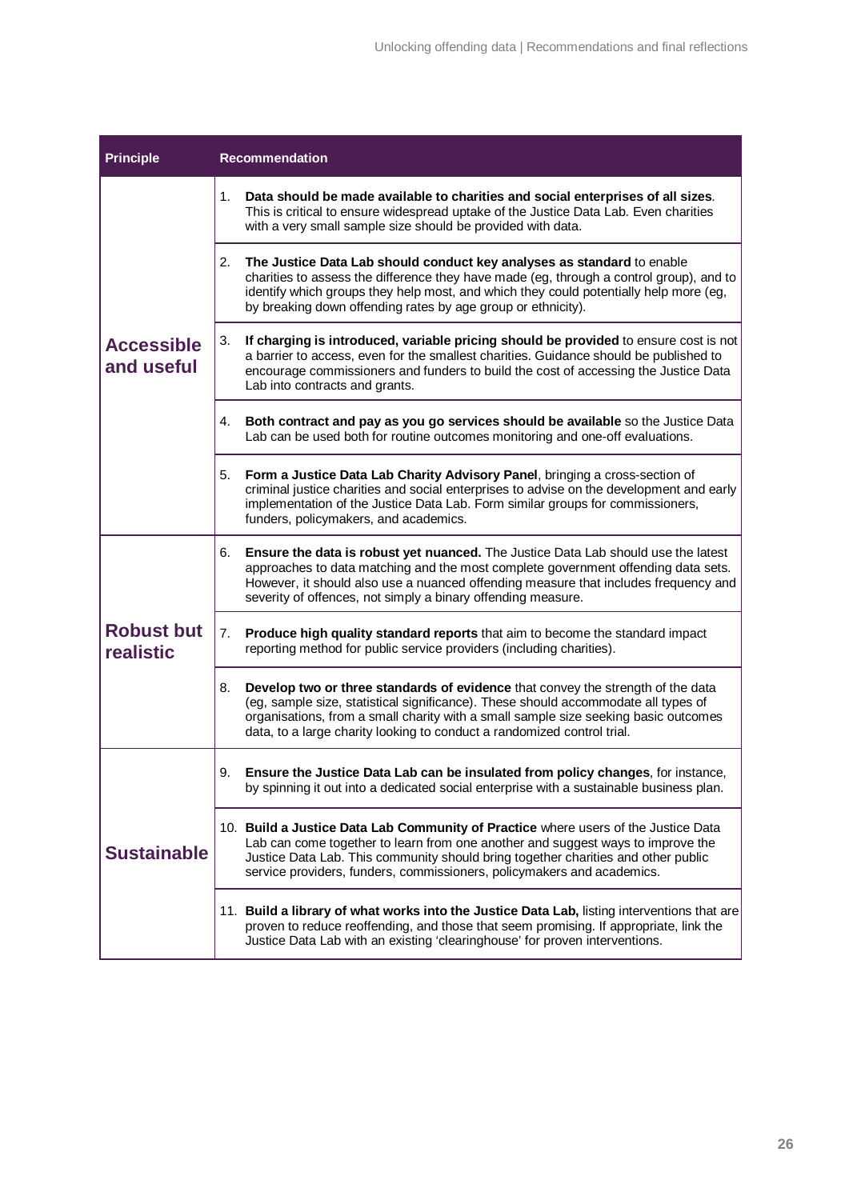| Principle | Recommendation |
| --- | --- |
| **Accessible and useful** | 1. **Data should be made available to charities and social enterprises of all sizes**. This is critical to ensure widespread uptake of the Justice Data Lab. Even charities with a very small sample size should be provided with data. |
| | 2. **The Justice Data Lab should conduct key analyses as standard** to enable charities to assess the difference they have made (eg, through a control group), and to identify which groups they help most, and which they could potentially help more (eg, by breaking down offending rates by age group or ethnicity). |
| | 3. **If charging is introduced, variable pricing should be provided** to ensure cost is not a barrier to access, even for the smallest charities. Guidance should be published to encourage commissioners and funders to build the cost of accessing the Justice Data Lab into contracts and grants. |
| | 4. **Both contract and pay as you go services should be available** so the Justice Data Lab can be used both for routine outcomes monitoring and one-off evaluations. |
| | 5. **Form a Justice Data Lab Charity Advisory Panel**, bringing a cross-section of criminal justice charities and social enterprises to advise on the development and early implementation of the Justice Data Lab. Form similar groups for commissioners, funders, policymakers, and academics. |
| **Robust but realistic** | 6. **Ensure the data is robust yet nuanced.** The Justice Data Lab should use the latest approaches to data matching and the most complete government offending data sets. However, it should also use a nuanced offending measure that includes frequency and severity of offences, not simply a binary offending measure. |
| | 7. **Produce high quality standard reports** that aim to become the standard impact reporting method for public service providers (including charities). |
| | 8. **Develop two or three standards of evidence** that convey the strength of the data (eg, sample size, statistical significance). These should accommodate all types of organisations, from a small charity with a small sample size seeking basic outcomes data, to a large charity looking to conduct a randomized control trial. |
| **Sustainable** | 9. **Ensure the Justice Data Lab can be insulated from policy changes**, for instance, by spinning it out into a dedicated social enterprise with a sustainable business plan. |
| | 10. **Build a Justice Data Lab Community of Practice** where users of the Justice Data Lab can come together to learn from one another and suggest ways to improve the Justice Data Lab. This community should bring together charities and other public service providers, funders, commissioners, policymakers and academics. |
| | 11. **Build a library of what works into the Justice Data Lab,** listing interventions that are proven to reduce reoffending, and those that seem promising. If appropriate, link the Justice Data Lab with an existing 'clearinghouse' for proven interventions. |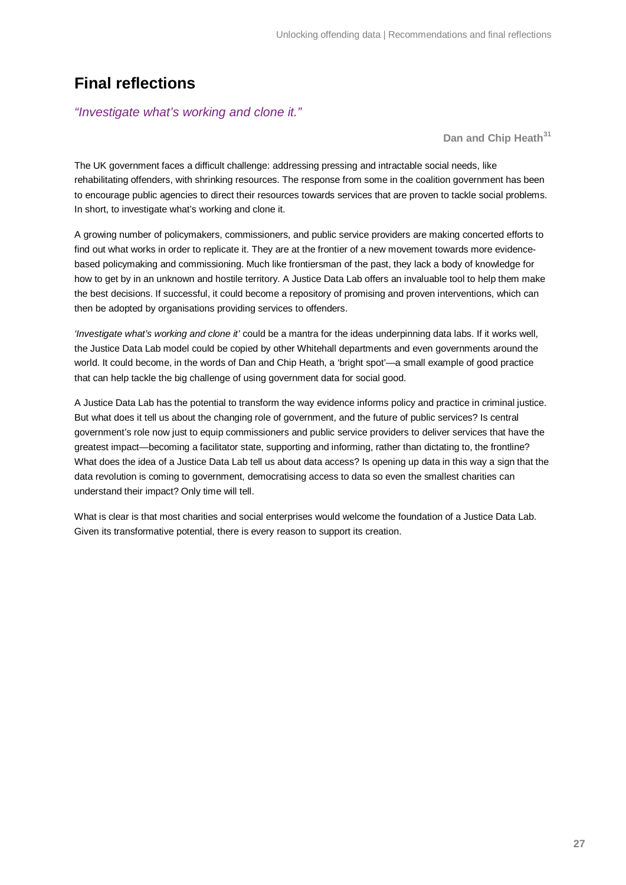# Final reflections

*"Investigate what's working and clone it."*

**Dan and Chip Heath**[31]

The UK government faces a difficult challenge: addressing pressing and intractable social needs, like rehabilitating offenders, with shrinking resources. The response from some in the coalition government has been to encourage public agencies to direct their resources towards services that are proven to tackle social problems. In short, to investigate what's working and clone it.

A growing number of policymakers, commissioners, and public service providers are making concerted efforts to find out what works in order to replicate it. They are at the frontier of a new movement towards more evidence-based policymaking and commissioning. Much like frontiersman of the past, they lack a body of knowledge for how to get by in an unknown and hostile territory. A Justice Data Lab offers an invaluable tool to help them make the best decisions. If successful, it could become a repository of promising and proven interventions, which can then be adopted by organisations providing services to offenders.

*'Investigate what's working and clone it'* could be a mantra for the ideas underpinning data labs. If it works well, the Justice Data Lab model could be copied by other Whitehall departments and even governments around the world. It could become, in the words of Dan and Chip Heath, a 'bright spot'—a small example of good practice that can help tackle the big challenge of using government data for social good.

A Justice Data Lab has the potential to transform the way evidence informs policy and practice in criminal justice. But what does it tell us about the changing role of government, and the future of public services? Is central government's role now just to equip commissioners and public service providers to deliver services that have the greatest impact—becoming a facilitator state, supporting and informing, rather than dictating to, the frontline? What does the idea of a Justice Data Lab tell us about data access? Is opening up data in this way a sign that the data revolution is coming to government, democratising access to data so even the smallest charities can understand their impact? Only time will tell.

What is clear is that most charities and social enterprises would welcome the foundation of a Justice Data Lab. Given its transformative potential, there is every reason to support its creation.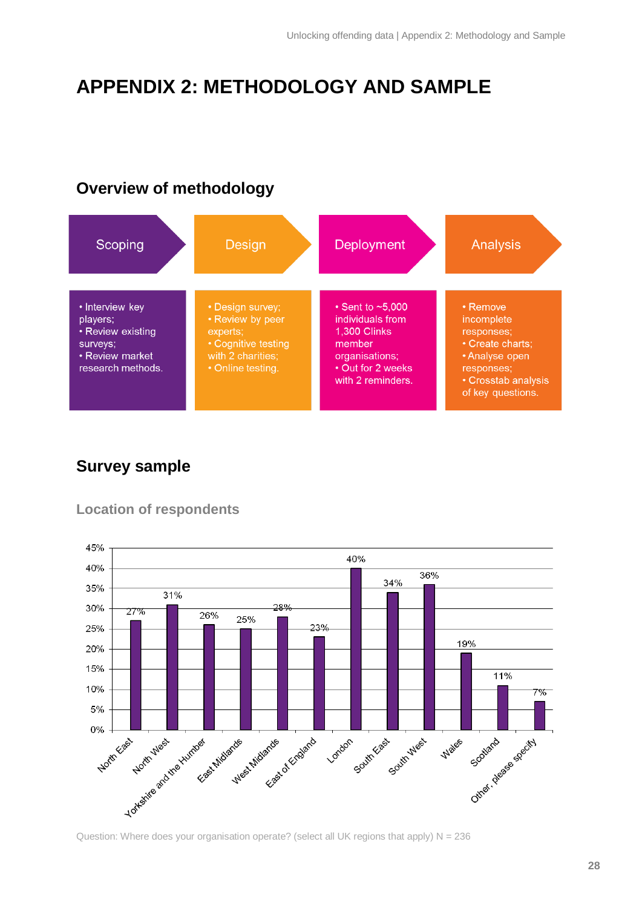# APPENDIX 2: METHODOLOGY AND SAMPLE

## Overview of methodology

| Scoping | Design | Deployment | Analysis |
|---|---|---|---|
| • Interview key players;<br>• Review existing surveys;<br>• Review market research methods. | • Design survey;<br>• Review by peer experts;<br>• Cognitive testing with 2 charities;<br>• Online testing. | • Sent to ~5,000 individuals from 1,300 Clinks member organisations;<br>• Out for 2 weeks with 2 reminders. | • Remove incomplete responses;<br>• Create charts;<br>• Analyse open responses;<br>• Crosstab analysis of key questions. |

## Survey sample

### Location of respondents

| Region | % |
|---|---|
| North East | 27% |
| North West | 31% |
| Yorkshire and the Humber | 26% |
| East Midlands | 25% |
| West Midlands | 28% |
| East of England | 23% |
| London | 40% |
| South East | 34% |
| South West | 36% |
| Wales | 19% |
| Scotland | 11% |
| Other, please specify | 7% |

Question: Where does your organisation operate? (select all UK regions that apply) N = 236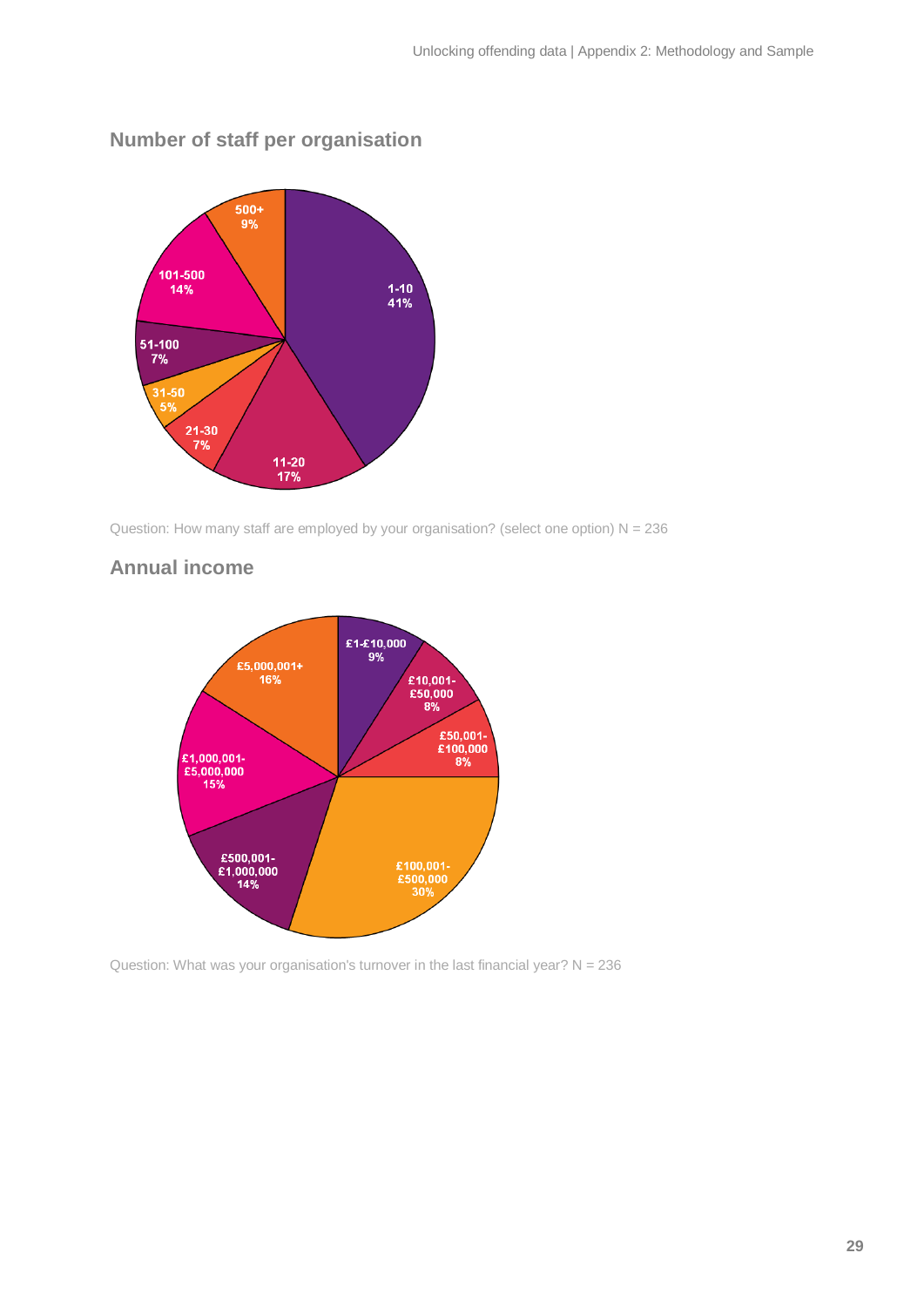## Number of staff per organisation

| Number of staff | Percentage |
| --- | --- |
| 1-10 | 41% |
| 11-20 | 17% |
| 21-30 | 7% |
| 31-50 | 5% |
| 51-100 | 7% |
| 101-500 | 14% |
| 500+ | 9% |

Question: How many staff are employed by your organisation? (select one option) N = 236

## Annual income

| Annual income | Percentage |
| --- | --- |
| £1-£10,000 | 9% |
| £10,001-£50,000 | 8% |
| £50,001-£100,000 | 8% |
| £100,001-£500,000 | 30% |
| £500,001-£1,000,000 | 14% |
| £1,000,001-£5,000,000 | 15% |
| £5,000,001+ | 16% |

Question: What was your organisation's turnover in the last financial year? N = 236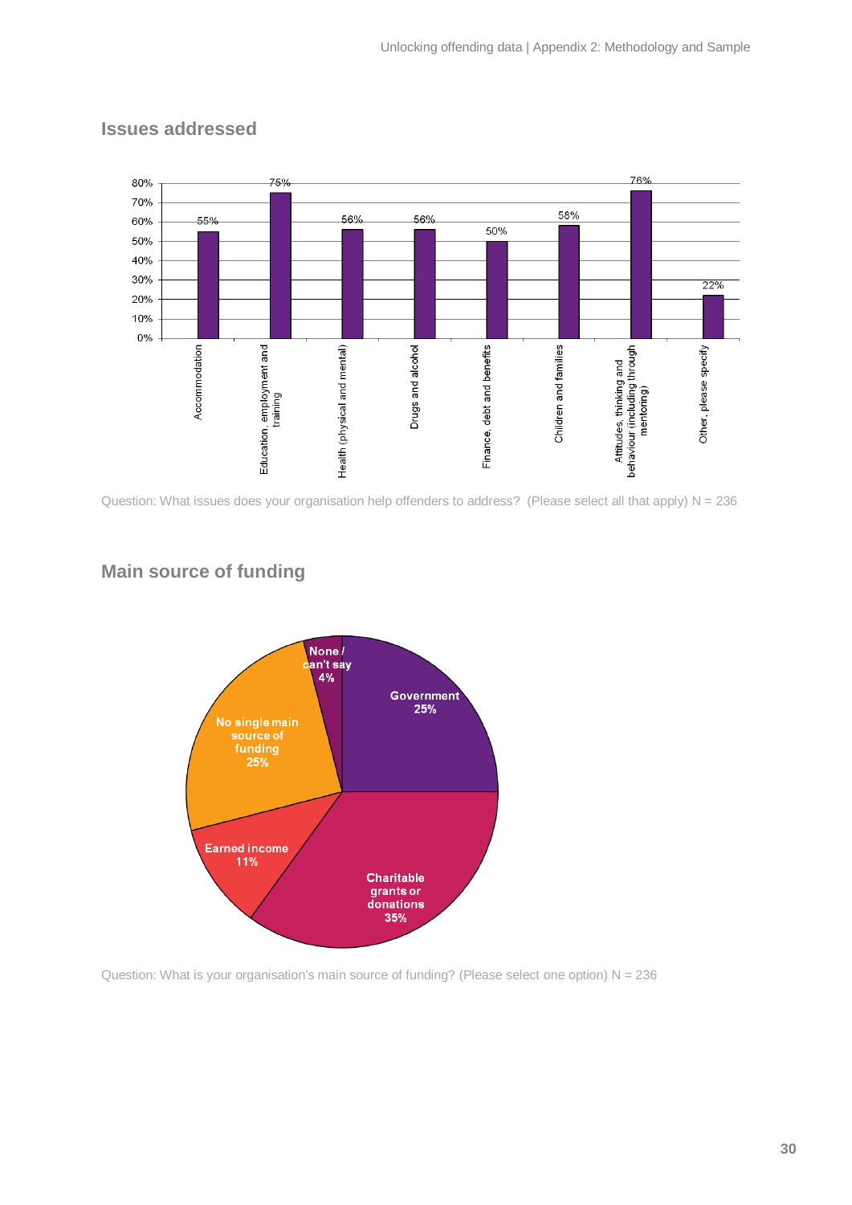## Issues addressed

| Issue | % |
|---|---|
| Accommodation | 55% |
| Education, employment and training | 75% |
| Health (physical and mental) | 56% |
| Drugs and alcohol | 56% |
| Finance, debt and benefits | 50% |
| Children and families | 58% |
| Attitudes, thinking and behaviour (including through mentoring) | 76% |
| Other, please specify | 22% |

Question: What issues does your organisation help offenders to address? (Please select all that apply) N = 236

## Main source of funding

| Source | % |
|---|---|
| Government | 25% |
| Charitable grants or donations | 35% |
| Earned income | 11% |
| No single main source of funding | 25% |
| None / can't say | 4% |

Question: What is your organisation's main source of funding? (Please select one option) N = 236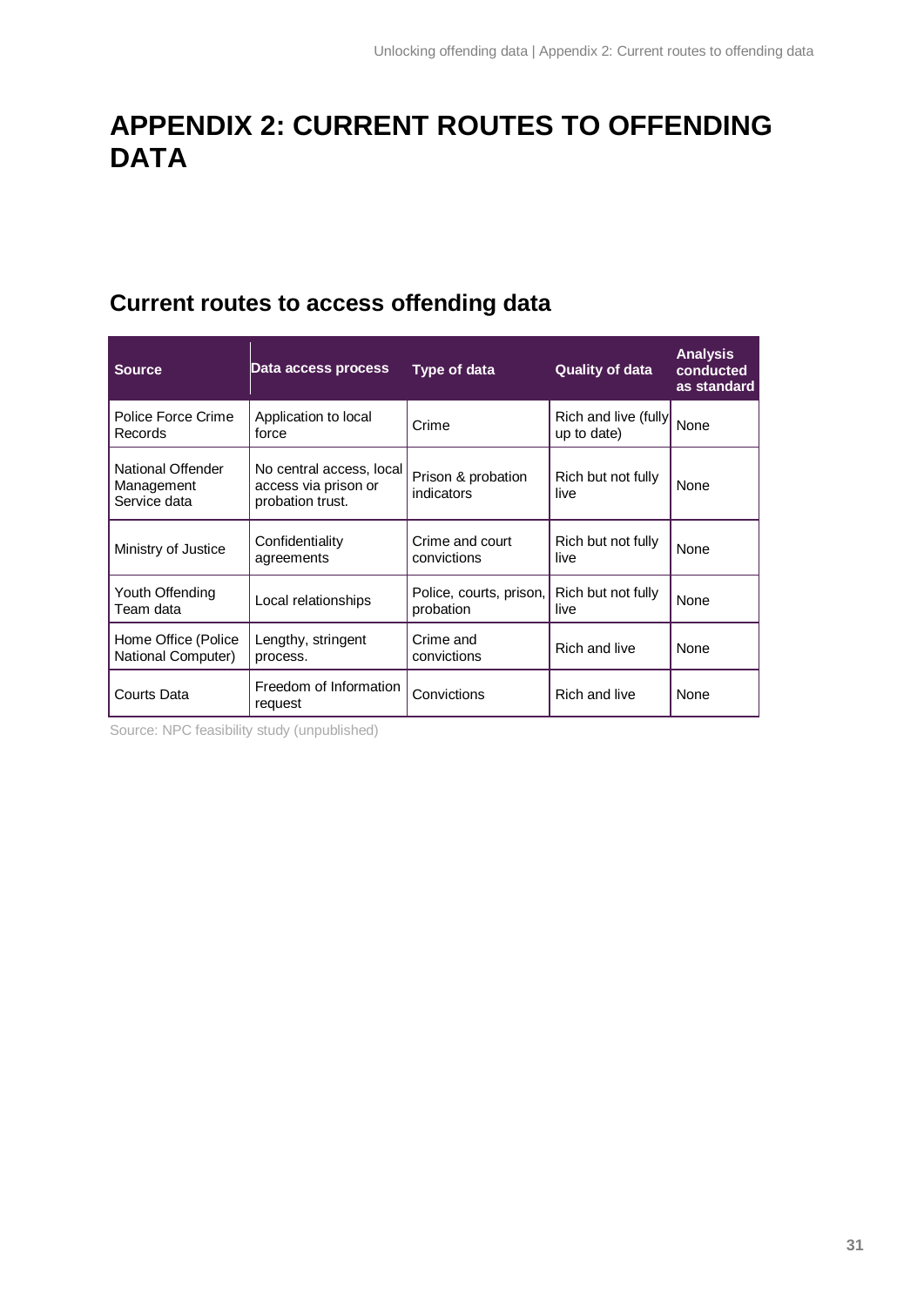# APPENDIX 2: CURRENT ROUTES TO OFFENDING DATA

## Current routes to access offending data

| Source | Data access process | Type of data | Quality of data | Analysis conducted as standard |
|---|---|---|---|---|
| Police Force Crime Records | Application to local force | Crime | Rich and live (fully up to date) | None |
| National Offender Management Service data | No central access, local access via prison or probation trust. | Prison & probation indicators | Rich but not fully live | None |
| Ministry of Justice | Confidentiality agreements | Crime and court convictions | Rich but not fully live | None |
| Youth Offending Team data | Local relationships | Police, courts, prison, probation | Rich but not fully live | None |
| Home Office (Police National Computer) | Lengthy, stringent process. | Crime and convictions | Rich and live | None |
| Courts Data | Freedom of Information request | Convictions | Rich and live | None |

Source: NPC feasibility study (unpublished)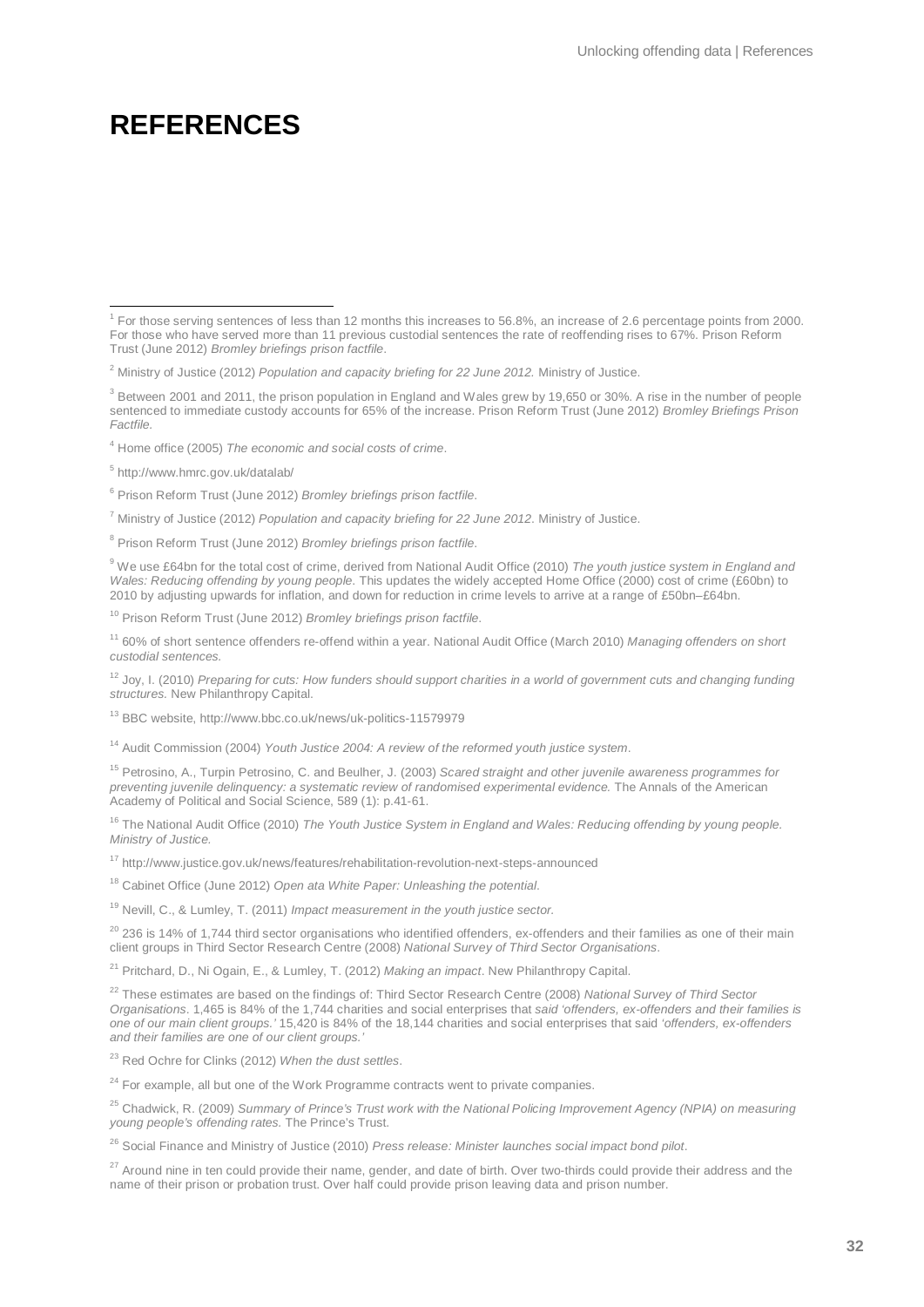# REFERENCES

[1] For those serving sentences of less than 12 months this increases to 56.8%, an increase of 2.6 percentage points from 2000. For those who have served more than 11 previous custodial sentences the rate of reoffending rises to 67%. Prison Reform Trust (June 2012) *Bromley briefings prison factfile*.

[2] Ministry of Justice (2012) *Population and capacity briefing for 22 June 2012.* Ministry of Justice.

[3] Between 2001 and 2011, the prison population in England and Wales grew by 19,650 or 30%. A rise in the number of people sentenced to immediate custody accounts for 65% of the increase. Prison Reform Trust (June 2012) *Bromley Briefings Prison Factfile.*

[4] Home office (2005) *The economic and social costs of crime*.

[5] http://www.hmrc.gov.uk/datalab/

[6] Prison Reform Trust (June 2012) *Bromley briefings prison factfile*.

[7] Ministry of Justice (2012) *Population and capacity briefing for 22 June 2012*. Ministry of Justice.

[8] Prison Reform Trust (June 2012) *Bromley briefings prison factfile*.

[9] We use £64bn for the total cost of crime, derived from National Audit Office (2010) *The youth justice system in England and Wales: Reducing offending by young people.* This updates the widely accepted Home Office (2000) cost of crime (£60bn) to 2010 by adjusting upwards for inflation, and down for reduction in crime levels to arrive at a range of £50bn–£64bn.

[10] Prison Reform Trust (June 2012) *Bromley briefings prison factfile*.

[11] 60% of short sentence offenders re-offend within a year. National Audit Office (March 2010) *Managing offenders on short custodial sentences.*

[12] Joy, I. (2010) *Preparing for cuts: How funders should support charities in a world of government cuts and changing funding structures.* New Philanthropy Capital.

[13] BBC website, http://www.bbc.co.uk/news/uk-politics-11579979

[14] Audit Commission (2004) *Youth Justice 2004: A review of the reformed youth justice system*.

[15] Petrosino, A., Turpin Petrosino, C. and Beulher, J. (2003) *Scared straight and other juvenile awareness programmes for preventing juvenile delinquency: a systematic review of randomised experimental evidence.* The Annals of the American Academy of Political and Social Science, 589 (1): p.41-61.

[16] The National Audit Office (2010) *The Youth Justice System in England and Wales: Reducing offending by young people. Ministry of Justice.*

[17] http://www.justice.gov.uk/news/features/rehabilitation-revolution-next-steps-announced

[18] Cabinet Office (June 2012) *Open ata White Paper: Unleashing the potential*.

[19] Nevill, C., & Lumley, T. (2011) *Impact measurement in the youth justice sector.*

[20] 236 is 14% of 1,744 third sector organisations who identified offenders, ex-offenders and their families as one of their main client groups in Third Sector Research Centre (2008) *National Survey of Third Sector Organisations*.

[21] Pritchard, D., Ni Ogain, E., & Lumley, T. (2012) *Making an impact*. New Philanthropy Capital.

[22] These estimates are based on the findings of: Third Sector Research Centre (2008) *National Survey of Third Sector Organisations*. 1,465 is 84% of the 1,744 charities and social enterprises that *said 'offenders, ex-offenders and their families is one of our main client groups.'* 15,420 is 84% of the 18,144 charities and social enterprises that said *'offenders, ex-offenders and their families are one of our client groups.'*

[23] Red Ochre for Clinks (2012) *When the dust settles*.

[24] For example, all but one of the Work Programme contracts went to private companies.

[25] Chadwick, R. (2009) *Summary of Prince's Trust work with the National Policing Improvement Agency (NPIA) on measuring young people's offending rates.* The Prince's Trust.

[26] Social Finance and Ministry of Justice (2010) *Press release: Minister launches social impact bond pilot*.

[27] Around nine in ten could provide their name, gender, and date of birth. Over two-thirds could provide their address and the name of their prison or probation trust. Over half could provide prison leaving data and prison number.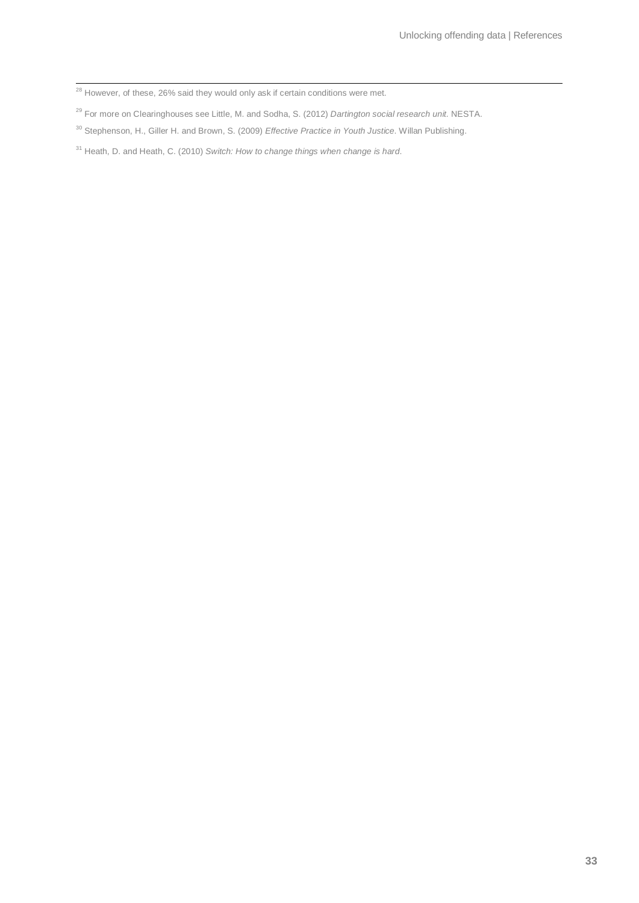[28] However, of these, 26% said they would only ask if certain conditions were met.

[29] For more on Clearinghouses see Little, M. and Sodha, S. (2012) *Dartington social research unit*. NESTA.

[30] Stephenson, H., Giller H. and Brown, S. (2009) *Effective Practice in Youth Justice*. Willan Publishing.

[31] Heath, D. and Heath, C. (2010) *Switch: How to change things when change is hard*.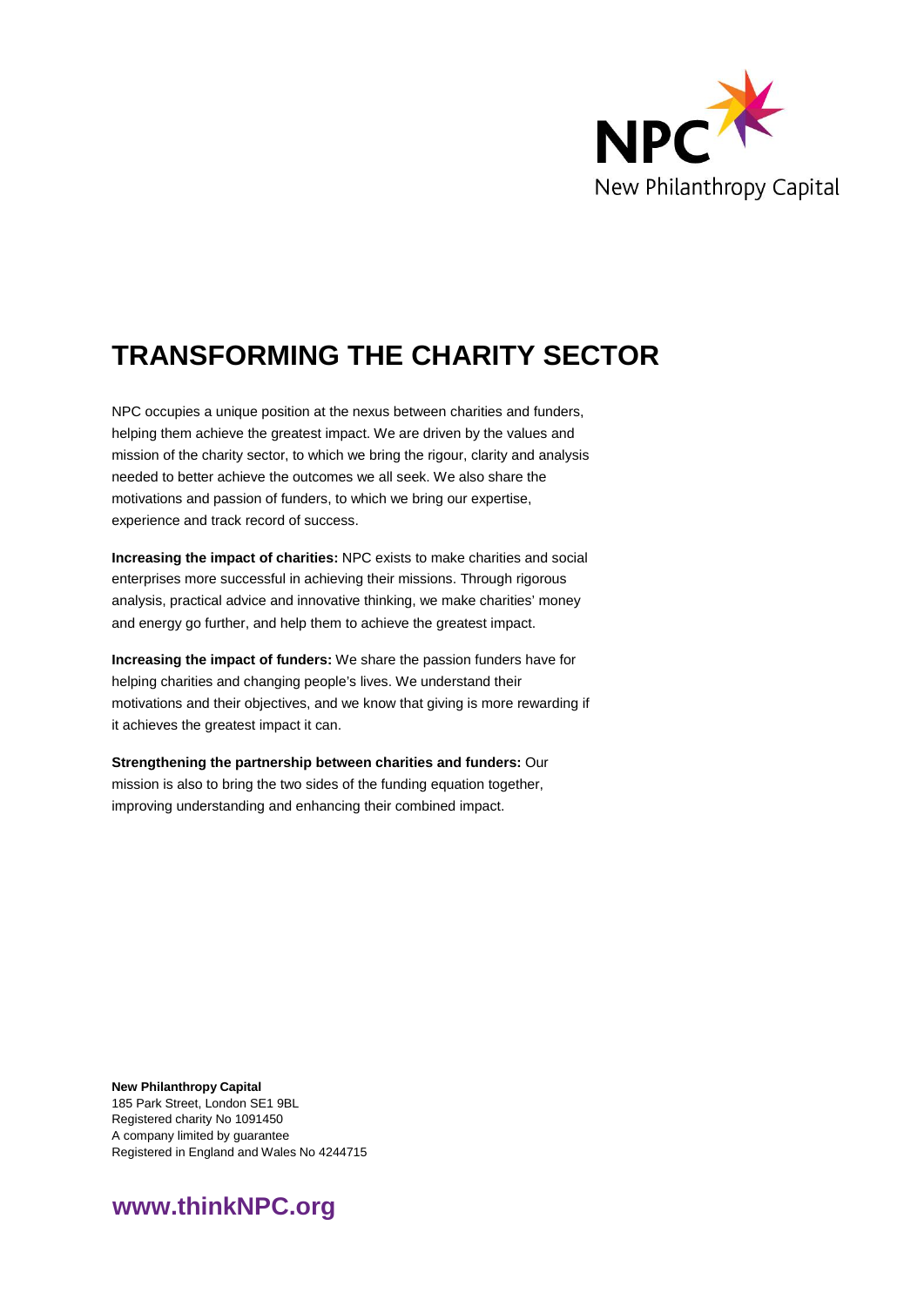NPC
New Philanthropy Capital

# TRANSFORMING THE CHARITY SECTOR

NPC occupies a unique position at the nexus between charities and funders, helping them achieve the greatest impact. We are driven by the values and mission of the charity sector, to which we bring the rigour, clarity and analysis needed to better achieve the outcomes we all seek. We also share the motivations and passion of funders, to which we bring our expertise, experience and track record of success.

**Increasing the impact of charities:** NPC exists to make charities and social enterprises more successful in achieving their missions. Through rigorous analysis, practical advice and innovative thinking, we make charities' money and energy go further, and help them to achieve the greatest impact.

**Increasing the impact of funders:** We share the passion funders have for helping charities and changing people's lives. We understand their motivations and their objectives, and we know that giving is more rewarding if it achieves the greatest impact it can.

**Strengthening the partnership between charities and funders:** Our mission is also to bring the two sides of the funding equation together, improving understanding and enhancing their combined impact.

**New Philanthropy Capital**
185 Park Street, London SE1 9BL
Registered charity No 1091450
A company limited by guarantee
Registered in England and Wales No 4244715

**www.thinkNPC.org**